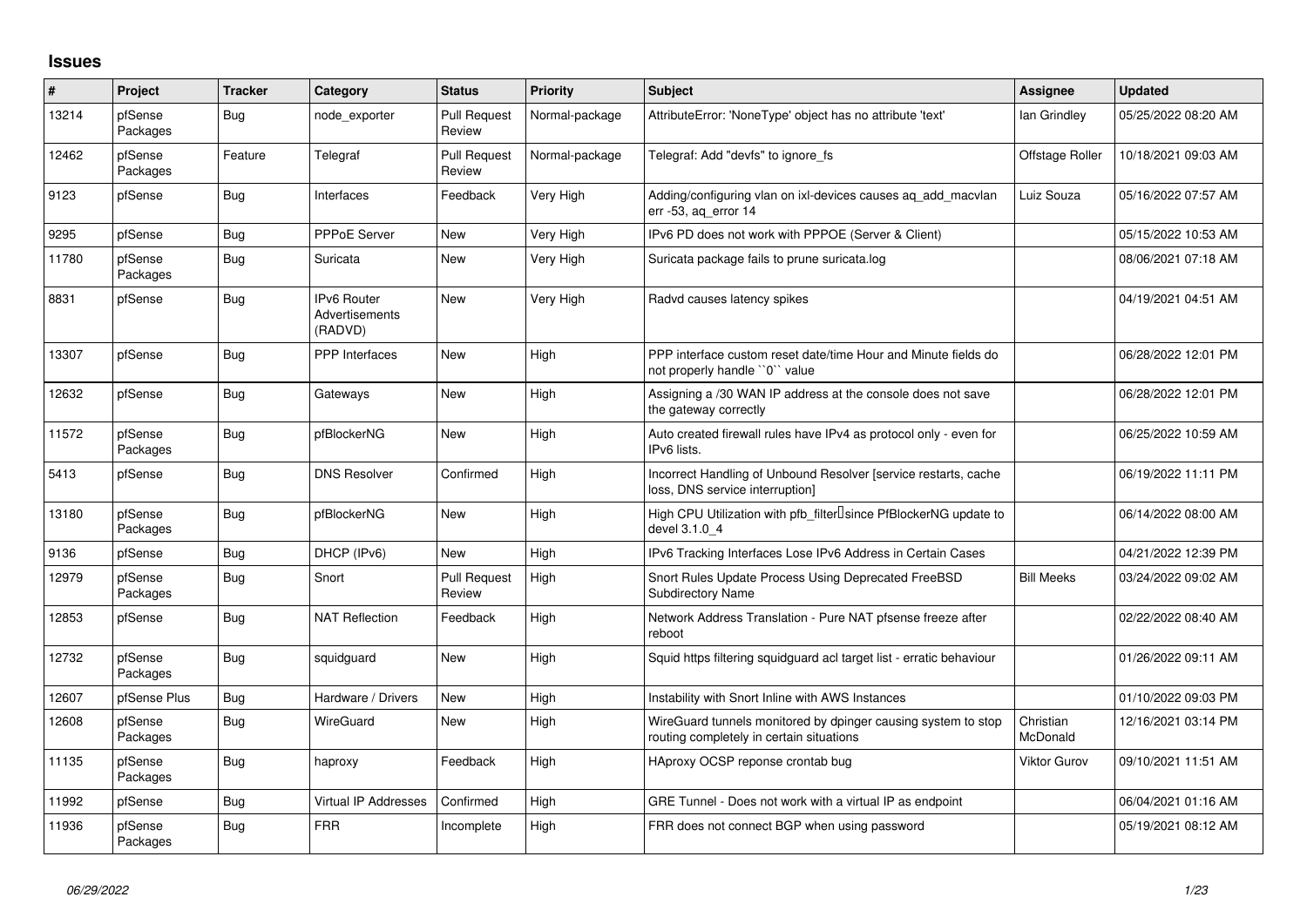## Issues

| # | Project | Tracker | Category | Status | Priority | Subject | Assignee | Updated |
|---|---|---|---|---|---|---|---|---|
| 13214 | pfSense Packages | Bug | node_exporter | Pull Request Review | Normal-package | AttributeError: 'NoneType' object has no attribute 'text' | Ian Grindley | 05/25/2022 08:20 AM |
| 12462 | pfSense Packages | Feature | Telegraf | Pull Request Review | Normal-package | Telegraf: Add "devfs" to ignore_fs | Offstage Roller | 10/18/2021 09:03 AM |
| 9123 | pfSense | Bug | Interfaces | Feedback | Very High | Adding/configuring vlan on ixl-devices causes aq_add_macvlan err -53, aq_error 14 | Luiz Souza | 05/16/2022 07:57 AM |
| 9295 | pfSense | Bug | PPPoE Server | New | Very High | IPv6 PD does not work with PPPOE (Server & Client) | | 05/15/2022 10:53 AM |
| 11780 | pfSense Packages | Bug | Suricata | New | Very High | Suricata package fails to prune suricata.log | | 08/06/2021 07:18 AM |
| 8831 | pfSense | Bug | IPv6 Router Advertisements (RADVD) | New | Very High | Radvd causes latency spikes | | 04/19/2021 04:51 AM |
| 13307 | pfSense | Bug | PPP Interfaces | New | High | PPP interface custom reset date/time Hour and Minute fields do not properly handle ``0`` value | | 06/28/2022 12:01 PM |
| 12632 | pfSense | Bug | Gateways | New | High | Assigning a /30 WAN IP address at the console does not save the gateway correctly | | 06/28/2022 12:01 PM |
| 11572 | pfSense Packages | Bug | pfBlockerNG | New | High | Auto created firewall rules have IPv4 as protocol only - even for IPv6 lists. | | 06/25/2022 10:59 AM |
| 5413 | pfSense | Bug | DNS Resolver | Confirmed | High | Incorrect Handling of Unbound Resolver [service restarts, cache loss, DNS service interruption] | | 06/19/2022 11:11 PM |
| 13180 | pfSense Packages | Bug | pfBlockerNG | New | High | High CPU Utilization with pfb_filter since PfBlockerNG update to devel 3.1.0_4 | | 06/14/2022 08:00 AM |
| 9136 | pfSense | Bug | DHCP (IPv6) | New | High | IPv6 Tracking Interfaces Lose IPv6 Address in Certain Cases | | 04/21/2022 12:39 PM |
| 12979 | pfSense Packages | Bug | Snort | Pull Request Review | High | Snort Rules Update Process Using Deprecated FreeBSD Subdirectory Name | Bill Meeks | 03/24/2022 09:02 AM |
| 12853 | pfSense | Bug | NAT Reflection | Feedback | High | Network Address Translation - Pure NAT pfsense freeze after reboot | | 02/22/2022 08:40 AM |
| 12732 | pfSense Packages | Bug | squidguard | New | High | Squid https filtering squidguard acl target list - erratic behaviour | | 01/26/2022 09:11 AM |
| 12607 | pfSense Plus | Bug | Hardware / Drivers | New | High | Instability with Snort Inline with AWS Instances | | 01/10/2022 09:03 PM |
| 12608 | pfSense Packages | Bug | WireGuard | New | High | WireGuard tunnels monitored by dpinger causing system to stop routing completely in certain situations | Christian McDonald | 12/16/2021 03:14 PM |
| 11135 | pfSense Packages | Bug | haproxy | Feedback | High | HAproxy OCSP reponse crontab bug | Viktor Gurov | 09/10/2021 11:51 AM |
| 11992 | pfSense | Bug | Virtual IP Addresses | Confirmed | High | GRE Tunnel - Does not work with a virtual IP as endpoint | | 06/04/2021 01:16 AM |
| 11936 | pfSense Packages | Bug | FRR | Incomplete | High | FRR does not connect BGP when using password | | 05/19/2021 08:12 AM |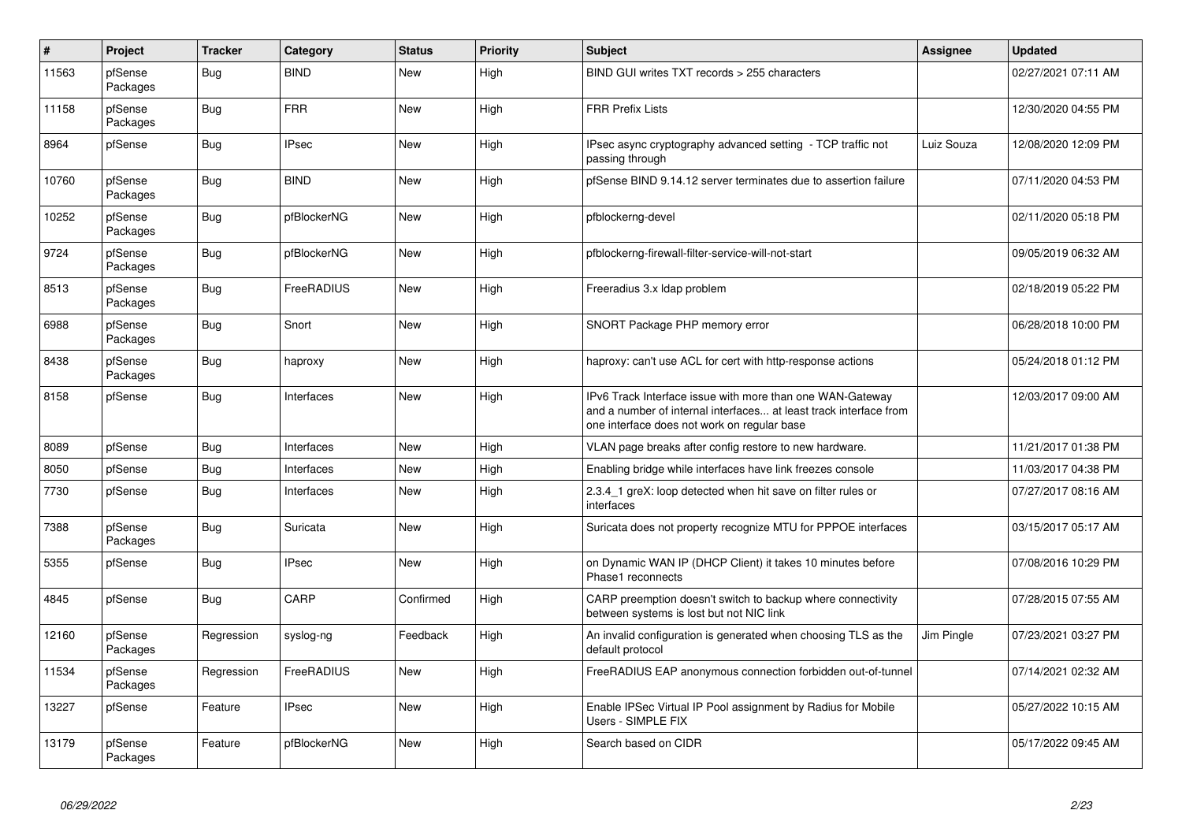| # | Project | Tracker | Category | Status | Priority | Subject | Assignee | Updated |
|---|---|---|---|---|---|---|---|---|
| 11563 | pfSense Packages | Bug | BIND | New | High | BIND GUI writes TXT records > 255 characters | | 02/27/2021 07:11 AM |
| 11158 | pfSense Packages | Bug | FRR | New | High | FRR Prefix Lists | | 12/30/2020 04:55 PM |
| 8964 | pfSense | Bug | IPsec | New | High | IPsec async cryptography advanced setting - TCP traffic not passing through | Luiz Souza | 12/08/2020 12:09 PM |
| 10760 | pfSense Packages | Bug | BIND | New | High | pfSense BIND 9.14.12 server terminates due to assertion failure | | 07/11/2020 04:53 PM |
| 10252 | pfSense Packages | Bug | pfBlockerNG | New | High | pfblockerng-devel | | 02/11/2020 05:18 PM |
| 9724 | pfSense Packages | Bug | pfBlockerNG | New | High | pfblockerng-firewall-filter-service-will-not-start | | 09/05/2019 06:32 AM |
| 8513 | pfSense Packages | Bug | FreeRADIUS | New | High | Freeradius 3.x ldap problem | | 02/18/2019 05:22 PM |
| 6988 | pfSense Packages | Bug | Snort | New | High | SNORT Package PHP memory error | | 06/28/2018 10:00 PM |
| 8438 | pfSense Packages | Bug | haproxy | New | High | haproxy: can't use ACL for cert with http-response actions | | 05/24/2018 01:12 PM |
| 8158 | pfSense | Bug | Interfaces | New | High | IPv6 Track Interface issue with more than one WAN-Gateway and a number of internal interfaces... at least track interface from one interface does not work on regular base | | 12/03/2017 09:00 AM |
| 8089 | pfSense | Bug | Interfaces | New | High | VLAN page breaks after config restore to new hardware. | | 11/21/2017 01:38 PM |
| 8050 | pfSense | Bug | Interfaces | New | High | Enabling bridge while interfaces have link freezes console | | 11/03/2017 04:38 PM |
| 7730 | pfSense | Bug | Interfaces | New | High | 2.3.4_1 greX: loop detected when hit save on filter rules or interfaces | | 07/27/2017 08:16 AM |
| 7388 | pfSense Packages | Bug | Suricata | New | High | Suricata does not property recognize MTU for PPPOE interfaces | | 03/15/2017 05:17 AM |
| 5355 | pfSense | Bug | IPsec | New | High | on Dynamic WAN IP (DHCP Client) it takes 10 minutes before Phase1 reconnects | | 07/08/2016 10:29 PM |
| 4845 | pfSense | Bug | CARP | Confirmed | High | CARP preemption doesn't switch to backup where connectivity between systems is lost but not NIC link | | 07/28/2015 07:55 AM |
| 12160 | pfSense Packages | Regression | syslog-ng | Feedback | High | An invalid configuration is generated when choosing TLS as the default protocol | Jim Pingle | 07/23/2021 03:27 PM |
| 11534 | pfSense Packages | Regression | FreeRADIUS | New | High | FreeRADIUS EAP anonymous connection forbidden out-of-tunnel | | 07/14/2021 02:32 AM |
| 13227 | pfSense | Feature | IPsec | New | High | Enable IPSec Virtual IP Pool assignment by Radius for Mobile Users - SIMPLE FIX | | 05/27/2022 10:15 AM |
| 13179 | pfSense Packages | Feature | pfBlockerNG | New | High | Search based on CIDR | | 05/17/2022 09:45 AM |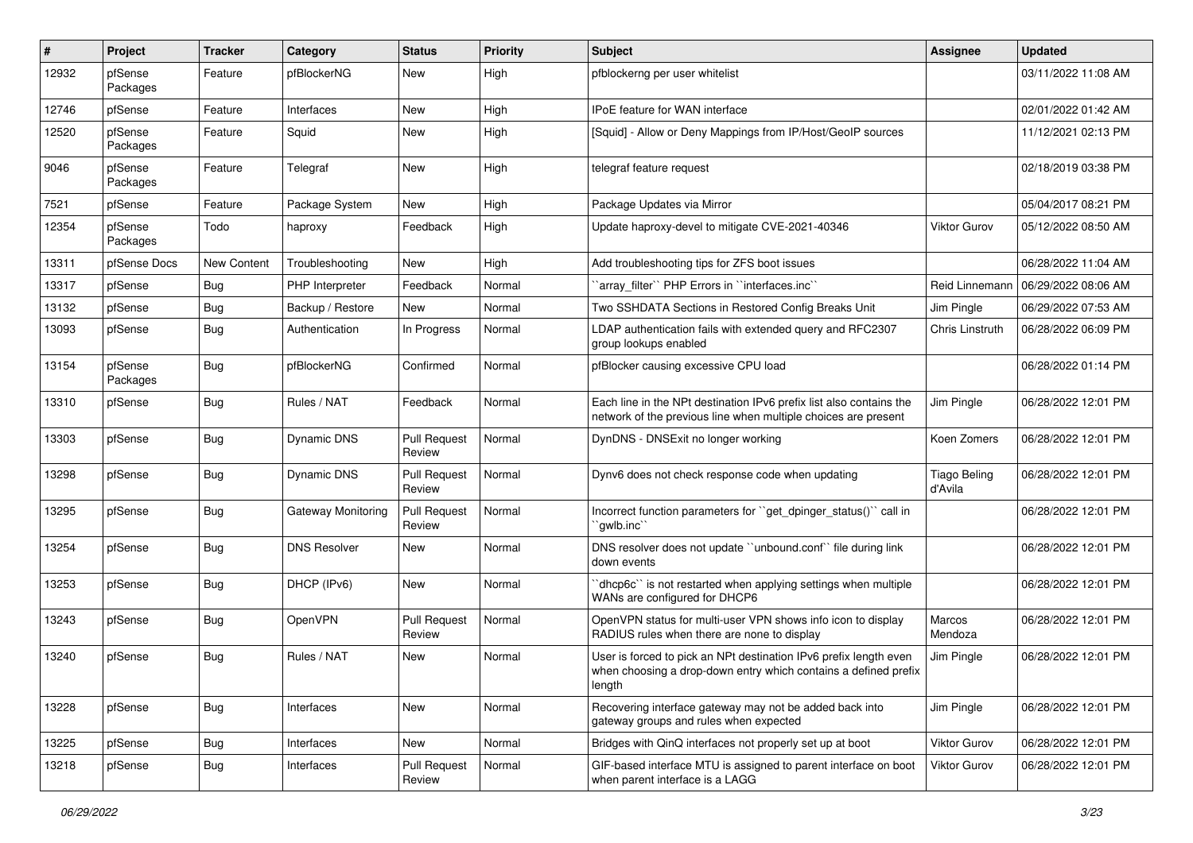| # | Project | Tracker | Category | Status | Priority | Subject | Assignee | Updated |
|---|---|---|---|---|---|---|---|---|
| 12932 | pfSense Packages | Feature | pfBlockerNG | New | High | pfblockerng per user whitelist | | 03/11/2022 11:08 AM |
| 12746 | pfSense | Feature | Interfaces | New | High | IPoE feature for WAN interface | | 02/01/2022 01:42 AM |
| 12520 | pfSense Packages | Feature | Squid | New | High | [Squid] - Allow or Deny Mappings from IP/Host/GeoIP sources | | 11/12/2021 02:13 PM |
| 9046 | pfSense Packages | Feature | Telegraf | New | High | telegraf feature request | | 02/18/2019 03:38 PM |
| 7521 | pfSense | Feature | Package System | New | High | Package Updates via Mirror | | 05/04/2017 08:21 PM |
| 12354 | pfSense Packages | Todo | haproxy | Feedback | High | Update haproxy-devel to mitigate CVE-2021-40346 | Viktor Gurov | 05/12/2022 08:50 AM |
| 13311 | pfSense Docs | New Content | Troubleshooting | New | High | Add troubleshooting tips for ZFS boot issues | | 06/28/2022 11:04 AM |
| 13317 | pfSense | Bug | PHP Interpreter | Feedback | Normal | ``array_filter`` PHP Errors in ``interfaces.inc`` | Reid Linnemann | 06/29/2022 08:06 AM |
| 13132 | pfSense | Bug | Backup / Restore | New | Normal | Two SSHDATA Sections in Restored Config Breaks Unit | Jim Pingle | 06/29/2022 07:53 AM |
| 13093 | pfSense | Bug | Authentication | In Progress | Normal | LDAP authentication fails with extended query and RFC2307 group lookups enabled | Chris Linstruth | 06/28/2022 06:09 PM |
| 13154 | pfSense Packages | Bug | pfBlockerNG | Confirmed | Normal | pfBlocker causing excessive CPU load | | 06/28/2022 01:14 PM |
| 13310 | pfSense | Bug | Rules / NAT | Feedback | Normal | Each line in the NPt destination IPv6 prefix list also contains the network of the previous line when multiple choices are present | Jim Pingle | 06/28/2022 12:01 PM |
| 13303 | pfSense | Bug | Dynamic DNS | Pull Request Review | Normal | DynDNS - DNSExit no longer working | Koen Zomers | 06/28/2022 12:01 PM |
| 13298 | pfSense | Bug | Dynamic DNS | Pull Request Review | Normal | Dynv6 does not check response code when updating | Tiago Beling d'Avila | 06/28/2022 12:01 PM |
| 13295 | pfSense | Bug | Gateway Monitoring | Pull Request Review | Normal | Incorrect function parameters for ``get_dpinger_status()`` call in ``gwlb.inc`` | | 06/28/2022 12:01 PM |
| 13254 | pfSense | Bug | DNS Resolver | New | Normal | DNS resolver does not update ``unbound.conf`` file during link down events | | 06/28/2022 12:01 PM |
| 13253 | pfSense | Bug | DHCP (IPv6) | New | Normal | ``dhcp6c`` is not restarted when applying settings when multiple WANs are configured for DHCP6 | | 06/28/2022 12:01 PM |
| 13243 | pfSense | Bug | OpenVPN | Pull Request Review | Normal | OpenVPN status for multi-user VPN shows info icon to display RADIUS rules when there are none to display | Marcos Mendoza | 06/28/2022 12:01 PM |
| 13240 | pfSense | Bug | Rules / NAT | New | Normal | User is forced to pick an NPt destination IPv6 prefix length even when choosing a drop-down entry which contains a defined prefix length | Jim Pingle | 06/28/2022 12:01 PM |
| 13228 | pfSense | Bug | Interfaces | New | Normal | Recovering interface gateway may not be added back into gateway groups and rules when expected | Jim Pingle | 06/28/2022 12:01 PM |
| 13225 | pfSense | Bug | Interfaces | New | Normal | Bridges with QinQ interfaces not properly set up at boot | Viktor Gurov | 06/28/2022 12:01 PM |
| 13218 | pfSense | Bug | Interfaces | Pull Request Review | Normal | GIF-based interface MTU is assigned to parent interface on boot when parent interface is a LAGG | Viktor Gurov | 06/28/2022 12:01 PM |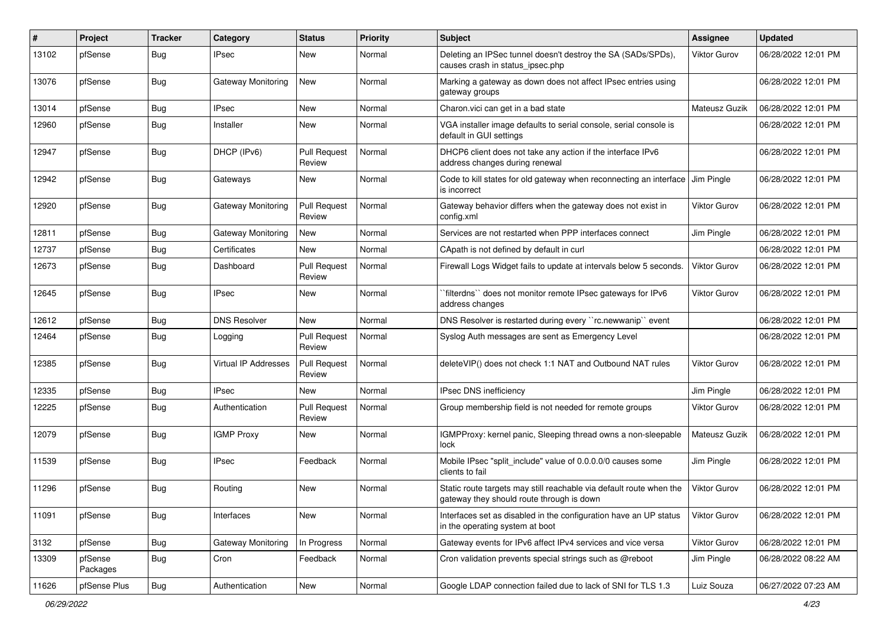| # | Project | Tracker | Category | Status | Priority | Subject | Assignee | Updated |
|---|---|---|---|---|---|---|---|---|
| 13102 | pfSense | Bug | IPsec | New | Normal | Deleting an IPSec tunnel doesn't destroy the SA (SADs/SPDs), causes crash in status_ipsec.php | Viktor Gurov | 06/28/2022 12:01 PM |
| 13076 | pfSense | Bug | Gateway Monitoring | New | Normal | Marking a gateway as down does not affect IPsec entries using gateway groups | | 06/28/2022 12:01 PM |
| 13014 | pfSense | Bug | IPsec | New | Normal | Charon.vici can get in a bad state | Mateusz Guzik | 06/28/2022 12:01 PM |
| 12960 | pfSense | Bug | Installer | New | Normal | VGA installer image defaults to serial console, serial console is default in GUI settings | | 06/28/2022 12:01 PM |
| 12947 | pfSense | Bug | DHCP (IPv6) | Pull Request Review | Normal | DHCP6 client does not take any action if the interface IPv6 address changes during renewal | | 06/28/2022 12:01 PM |
| 12942 | pfSense | Bug | Gateways | New | Normal | Code to kill states for old gateway when reconnecting an interface is incorrect | Jim Pingle | 06/28/2022 12:01 PM |
| 12920 | pfSense | Bug | Gateway Monitoring | Pull Request Review | Normal | Gateway behavior differs when the gateway does not exist in config.xml | Viktor Gurov | 06/28/2022 12:01 PM |
| 12811 | pfSense | Bug | Gateway Monitoring | New | Normal | Services are not restarted when PPP interfaces connect | Jim Pingle | 06/28/2022 12:01 PM |
| 12737 | pfSense | Bug | Certificates | New | Normal | CApath is not defined by default in curl | | 06/28/2022 12:01 PM |
| 12673 | pfSense | Bug | Dashboard | Pull Request Review | Normal | Firewall Logs Widget fails to update at intervals below 5 seconds. | Viktor Gurov | 06/28/2022 12:01 PM |
| 12645 | pfSense | Bug | IPsec | New | Normal | ``filterdns`` does not monitor remote IPsec gateways for IPv6 address changes | Viktor Gurov | 06/28/2022 12:01 PM |
| 12612 | pfSense | Bug | DNS Resolver | New | Normal | DNS Resolver is restarted during every ``rc.newwanip`` event | | 06/28/2022 12:01 PM |
| 12464 | pfSense | Bug | Logging | Pull Request Review | Normal | Syslog Auth messages are sent as Emergency Level | | 06/28/2022 12:01 PM |
| 12385 | pfSense | Bug | Virtual IP Addresses | Pull Request Review | Normal | deleteVIP() does not check 1:1 NAT and Outbound NAT rules | Viktor Gurov | 06/28/2022 12:01 PM |
| 12335 | pfSense | Bug | IPsec | New | Normal | IPsec DNS inefficiency | Jim Pingle | 06/28/2022 12:01 PM |
| 12225 | pfSense | Bug | Authentication | Pull Request Review | Normal | Group membership field is not needed for remote groups | Viktor Gurov | 06/28/2022 12:01 PM |
| 12079 | pfSense | Bug | IGMP Proxy | New | Normal | IGMPProxy: kernel panic, Sleeping thread owns a non-sleepable lock | Mateusz Guzik | 06/28/2022 12:01 PM |
| 11539 | pfSense | Bug | IPsec | Feedback | Normal | Mobile IPsec "split_include" value of 0.0.0.0/0 causes some clients to fail | Jim Pingle | 06/28/2022 12:01 PM |
| 11296 | pfSense | Bug | Routing | New | Normal | Static route targets may still reachable via default route when the gateway they should route through is down | Viktor Gurov | 06/28/2022 12:01 PM |
| 11091 | pfSense | Bug | Interfaces | New | Normal | Interfaces set as disabled in the configuration have an UP status in the operating system at boot | Viktor Gurov | 06/28/2022 12:01 PM |
| 3132 | pfSense | Bug | Gateway Monitoring | In Progress | Normal | Gateway events for IPv6 affect IPv4 services and vice versa | Viktor Gurov | 06/28/2022 12:01 PM |
| 13309 | pfSense Packages | Bug | Cron | Feedback | Normal | Cron validation prevents special strings such as @reboot | Jim Pingle | 06/28/2022 08:22 AM |
| 11626 | pfSense Plus | Bug | Authentication | New | Normal | Google LDAP connection failed due to lack of SNI for TLS 1.3 | Luiz Souza | 06/27/2022 07:23 AM |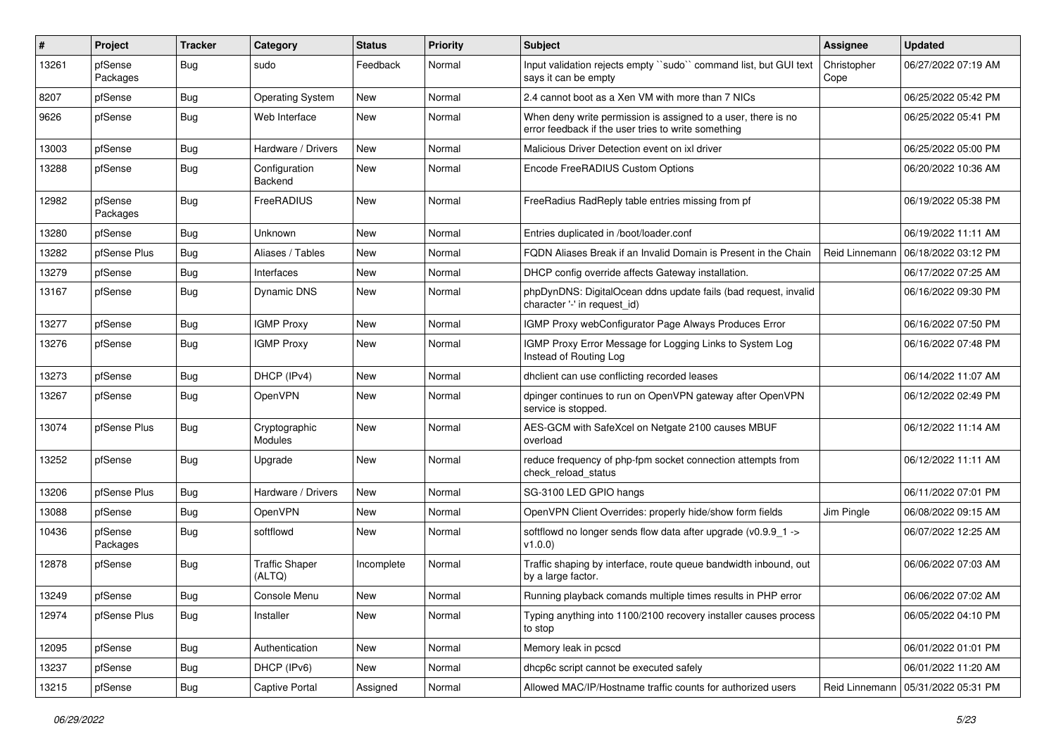| # | Project | Tracker | Category | Status | Priority | Subject | Assignee | Updated |
|---|---|---|---|---|---|---|---|---|
| 13261 | pfSense Packages | Bug | sudo | Feedback | Normal | Input validation rejects empty ``sudo`` command list, but GUI text says it can be empty | Christopher Cope | 06/27/2022 07:19 AM |
| 8207 | pfSense | Bug | Operating System | New | Normal | 2.4 cannot boot as a Xen VM with more than 7 NICs | | 06/25/2022 05:42 PM |
| 9626 | pfSense | Bug | Web Interface | New | Normal | When deny write permission is assigned to a user, there is no error feedback if the user tries to write something | | 06/25/2022 05:41 PM |
| 13003 | pfSense | Bug | Hardware / Drivers | New | Normal | Malicious Driver Detection event on ixl driver | | 06/25/2022 05:00 PM |
| 13288 | pfSense | Bug | Configuration Backend | New | Normal | Encode FreeRADIUS Custom Options | | 06/20/2022 10:36 AM |
| 12982 | pfSense Packages | Bug | FreeRADIUS | New | Normal | FreeRadius RadReply table entries missing from pf | | 06/19/2022 05:38 PM |
| 13280 | pfSense | Bug | Unknown | New | Normal | Entries duplicated in /boot/loader.conf | | 06/19/2022 11:11 AM |
| 13282 | pfSense Plus | Bug | Aliases / Tables | New | Normal | FQDN Aliases Break if an Invalid Domain is Present in the Chain | Reid Linnemann | 06/18/2022 03:12 PM |
| 13279 | pfSense | Bug | Interfaces | New | Normal | DHCP config override affects Gateway installation. | | 06/17/2022 07:25 AM |
| 13167 | pfSense | Bug | Dynamic DNS | New | Normal | phpDynDNS: DigitalOcean ddns update fails (bad request, invalid character '-' in request_id) | | 06/16/2022 09:30 PM |
| 13277 | pfSense | Bug | IGMP Proxy | New | Normal | IGMP Proxy webConfigurator Page Always Produces Error | | 06/16/2022 07:50 PM |
| 13276 | pfSense | Bug | IGMP Proxy | New | Normal | IGMP Proxy Error Message for Logging Links to System Log Instead of Routing Log | | 06/16/2022 07:48 PM |
| 13273 | pfSense | Bug | DHCP (IPv4) | New | Normal | dhclient can use conflicting recorded leases | | 06/14/2022 11:07 AM |
| 13267 | pfSense | Bug | OpenVPN | New | Normal | dpinger continues to run on OpenVPN gateway after OpenVPN service is stopped. | | 06/12/2022 02:49 PM |
| 13074 | pfSense Plus | Bug | Cryptographic Modules | New | Normal | AES-GCM with SafeXcel on Netgate 2100 causes MBUF overload | | 06/12/2022 11:14 AM |
| 13252 | pfSense | Bug | Upgrade | New | Normal | reduce frequency of php-fpm socket connection attempts from check_reload_status | | 06/12/2022 11:11 AM |
| 13206 | pfSense Plus | Bug | Hardware / Drivers | New | Normal | SG-3100 LED GPIO hangs | | 06/11/2022 07:01 PM |
| 13088 | pfSense | Bug | OpenVPN | New | Normal | OpenVPN Client Overrides: properly hide/show form fields | Jim Pingle | 06/08/2022 09:15 AM |
| 10436 | pfSense Packages | Bug | softflowd | New | Normal | softflowd no longer sends flow data after upgrade (v0.9.9_1 -> v1.0.0) | | 06/07/2022 12:25 AM |
| 12878 | pfSense | Bug | Traffic Shaper (ALTQ) | Incomplete | Normal | Traffic shaping by interface, route queue bandwidth inbound, out by a large factor. | | 06/06/2022 07:03 AM |
| 13249 | pfSense | Bug | Console Menu | New | Normal | Running playback comands multiple times results in PHP error | | 06/06/2022 07:02 AM |
| 12974 | pfSense Plus | Bug | Installer | New | Normal | Typing anything into 1100/2100 recovery installer causes process to stop | | 06/05/2022 04:10 PM |
| 12095 | pfSense | Bug | Authentication | New | Normal | Memory leak in pcscd | | 06/01/2022 01:01 PM |
| 13237 | pfSense | Bug | DHCP (IPv6) | New | Normal | dhcp6c script cannot be executed safely | | 06/01/2022 11:20 AM |
| 13215 | pfSense | Bug | Captive Portal | Assigned | Normal | Allowed MAC/IP/Hostname traffic counts for authorized users | Reid Linnemann | 05/31/2022 05:31 PM |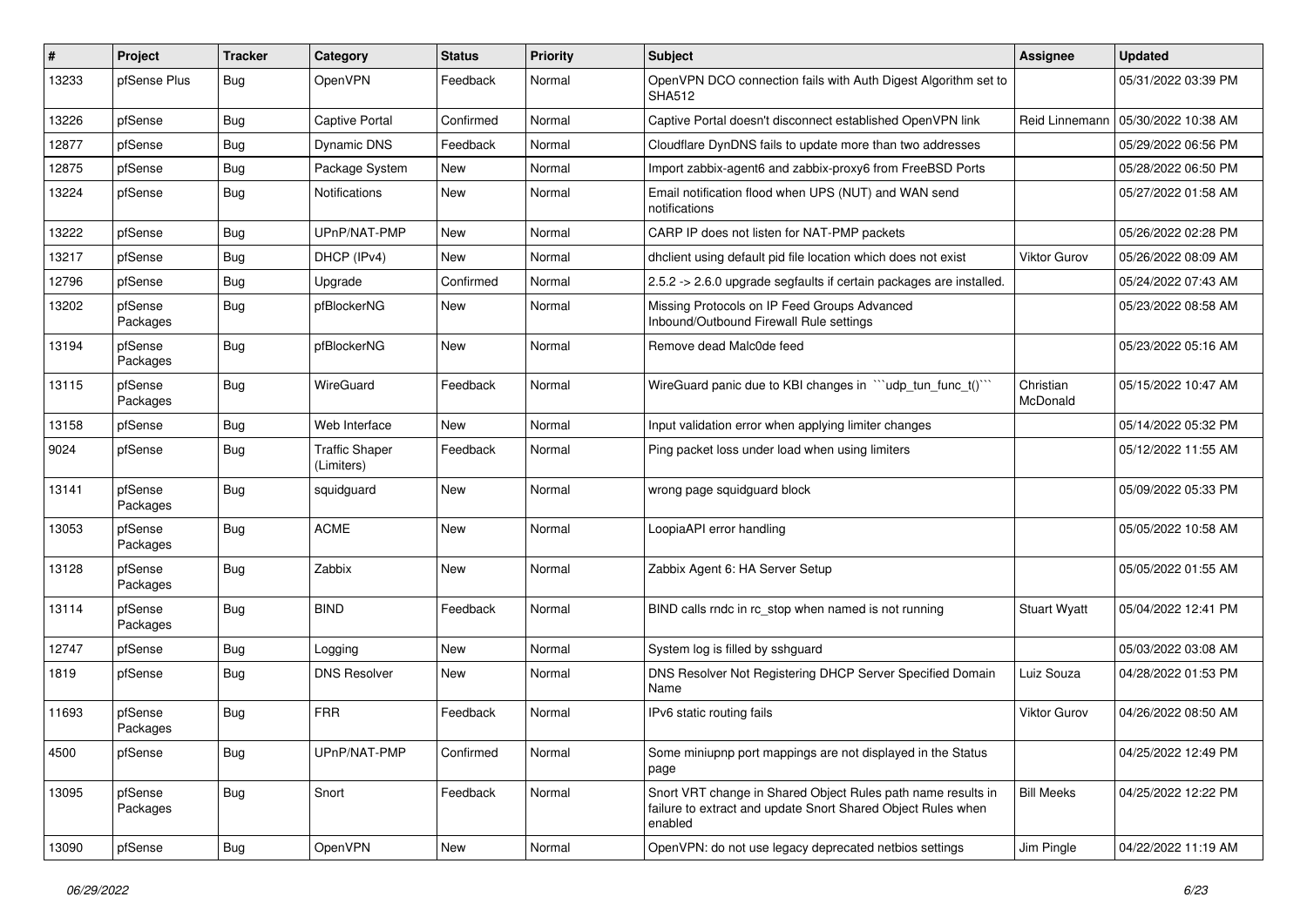| # | Project | Tracker | Category | Status | Priority | Subject | Assignee | Updated |
|---|---|---|---|---|---|---|---|---|
| 13233 | pfSense Plus | Bug | OpenVPN | Feedback | Normal | OpenVPN DCO connection fails with Auth Digest Algorithm set to SHA512 | | 05/31/2022 03:39 PM |
| 13226 | pfSense | Bug | Captive Portal | Confirmed | Normal | Captive Portal doesn't disconnect established OpenVPN link | Reid Linnemann | 05/30/2022 10:38 AM |
| 12877 | pfSense | Bug | Dynamic DNS | Feedback | Normal | Cloudflare DynDNS fails to update more than two addresses | | 05/29/2022 06:56 PM |
| 12875 | pfSense | Bug | Package System | New | Normal | Import zabbix-agent6 and zabbix-proxy6 from FreeBSD Ports | | 05/28/2022 06:50 PM |
| 13224 | pfSense | Bug | Notifications | New | Normal | Email notification flood when UPS (NUT) and WAN send notifications | | 05/27/2022 01:58 AM |
| 13222 | pfSense | Bug | UPnP/NAT-PMP | New | Normal | CARP IP does not listen for NAT-PMP packets | | 05/26/2022 02:28 PM |
| 13217 | pfSense | Bug | DHCP (IPv4) | New | Normal | dhclient using default pid file location which does not exist | Viktor Gurov | 05/26/2022 08:09 AM |
| 12796 | pfSense | Bug | Upgrade | Confirmed | Normal | 2.5.2 -> 2.6.0 upgrade segfaults if certain packages are installed. | | 05/24/2022 07:43 AM |
| 13202 | pfSense Packages | Bug | pfBlockerNG | New | Normal | Missing Protocols on IP Feed Groups Advanced Inbound/Outbound Firewall Rule settings | | 05/23/2022 08:58 AM |
| 13194 | pfSense Packages | Bug | pfBlockerNG | New | Normal | Remove dead Malc0de feed | | 05/23/2022 05:16 AM |
| 13115 | pfSense Packages | Bug | WireGuard | Feedback | Normal | WireGuard panic due to KBI changes in ```udp_tun_func_t()``` | Christian McDonald | 05/15/2022 10:47 AM |
| 13158 | pfSense | Bug | Web Interface | New | Normal | Input validation error when applying limiter changes | | 05/14/2022 05:32 PM |
| 9024 | pfSense | Bug | Traffic Shaper (Limiters) | Feedback | Normal | Ping packet loss under load when using limiters | | 05/12/2022 11:55 AM |
| 13141 | pfSense Packages | Bug | squidguard | New | Normal | wrong page squidguard block | | 05/09/2022 05:33 PM |
| 13053 | pfSense Packages | Bug | ACME | New | Normal | LoopiaAPI error handling | | 05/05/2022 10:58 AM |
| 13128 | pfSense Packages | Bug | Zabbix | New | Normal | Zabbix Agent 6: HA Server Setup | | 05/05/2022 01:55 AM |
| 13114 | pfSense Packages | Bug | BIND | Feedback | Normal | BIND calls rndc in rc_stop when named is not running | Stuart Wyatt | 05/04/2022 12:41 PM |
| 12747 | pfSense | Bug | Logging | New | Normal | System log is filled by sshguard | | 05/03/2022 03:08 AM |
| 1819 | pfSense | Bug | DNS Resolver | New | Normal | DNS Resolver Not Registering DHCP Server Specified Domain Name | Luiz Souza | 04/28/2022 01:53 PM |
| 11693 | pfSense Packages | Bug | FRR | Feedback | Normal | IPv6 static routing fails | Viktor Gurov | 04/26/2022 08:50 AM |
| 4500 | pfSense | Bug | UPnP/NAT-PMP | Confirmed | Normal | Some miniupnp port mappings are not displayed in the Status page | | 04/25/2022 12:49 PM |
| 13095 | pfSense Packages | Bug | Snort | Feedback | Normal | Snort VRT change in Shared Object Rules path name results in failure to extract and update Snort Shared Object Rules when enabled | Bill Meeks | 04/25/2022 12:22 PM |
| 13090 | pfSense | Bug | OpenVPN | New | Normal | OpenVPN: do not use legacy deprecated netbios settings | Jim Pingle | 04/22/2022 11:19 AM |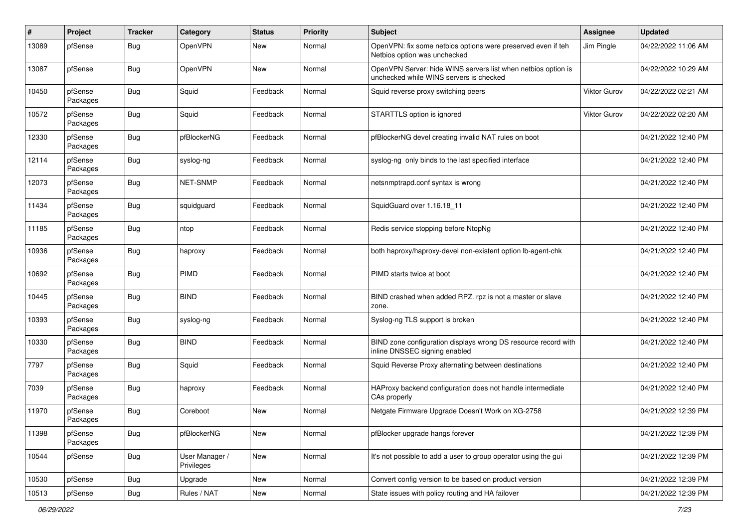| # | Project | Tracker | Category | Status | Priority | Subject | Assignee | Updated |
|---|---|---|---|---|---|---|---|---|
| 13089 | pfSense | Bug | OpenVPN | New | Normal | OpenVPN: fix some netbios options were preserved even if teh Netbios option was unchecked | Jim Pingle | 04/22/2022 11:06 AM |
| 13087 | pfSense | Bug | OpenVPN | New | Normal | OpenVPN Server: hide WINS servers list when netbios option is unchecked while WINS servers is checked | | 04/22/2022 10:29 AM |
| 10450 | pfSense Packages | Bug | Squid | Feedback | Normal | Squid reverse proxy switching peers | Viktor Gurov | 04/22/2022 02:21 AM |
| 10572 | pfSense Packages | Bug | Squid | Feedback | Normal | STARTTLS option is ignored | Viktor Gurov | 04/22/2022 02:20 AM |
| 12330 | pfSense Packages | Bug | pfBlockerNG | Feedback | Normal | pfBlockerNG devel creating invalid NAT rules on boot | | 04/21/2022 12:40 PM |
| 12114 | pfSense Packages | Bug | syslog-ng | Feedback | Normal | syslog-ng only binds to the last specified interface | | 04/21/2022 12:40 PM |
| 12073 | pfSense Packages | Bug | NET-SNMP | Feedback | Normal | netsnmptrapd.conf syntax is wrong | | 04/21/2022 12:40 PM |
| 11434 | pfSense Packages | Bug | squidguard | Feedback | Normal | SquidGuard over 1.16.18_11 | | 04/21/2022 12:40 PM |
| 11185 | pfSense Packages | Bug | ntop | Feedback | Normal | Redis service stopping before NtopNg | | 04/21/2022 12:40 PM |
| 10936 | pfSense Packages | Bug | haproxy | Feedback | Normal | both haproxy/haproxy-devel non-existent option lb-agent-chk | | 04/21/2022 12:40 PM |
| 10692 | pfSense Packages | Bug | PIMD | Feedback | Normal | PIMD starts twice at boot | | 04/21/2022 12:40 PM |
| 10445 | pfSense Packages | Bug | BIND | Feedback | Normal | BIND crashed when added RPZ. rpz is not a master or slave zone. | | 04/21/2022 12:40 PM |
| 10393 | pfSense Packages | Bug | syslog-ng | Feedback | Normal | Syslog-ng TLS support is broken | | 04/21/2022 12:40 PM |
| 10330 | pfSense Packages | Bug | BIND | Feedback | Normal | BIND zone configuration displays wrong DS resource record with inline DNSSEC signing enabled | | 04/21/2022 12:40 PM |
| 7797 | pfSense Packages | Bug | Squid | Feedback | Normal | Squid Reverse Proxy alternating between destinations | | 04/21/2022 12:40 PM |
| 7039 | pfSense Packages | Bug | haproxy | Feedback | Normal | HAProxy backend configuration does not handle intermediate CAs properly | | 04/21/2022 12:40 PM |
| 11970 | pfSense Packages | Bug | Coreboot | New | Normal | Netgate Firmware Upgrade Doesn't Work on XG-2758 | | 04/21/2022 12:39 PM |
| 11398 | pfSense Packages | Bug | pfBlockerNG | New | Normal | pfBlocker upgrade hangs forever | | 04/21/2022 12:39 PM |
| 10544 | pfSense | Bug | User Manager / Privileges | New | Normal | It's not possible to add a user to group operator using the gui | | 04/21/2022 12:39 PM |
| 10530 | pfSense | Bug | Upgrade | New | Normal | Convert config version to be based on product version | | 04/21/2022 12:39 PM |
| 10513 | pfSense | Bug | Rules / NAT | New | Normal | State issues with policy routing and HA failover | | 04/21/2022 12:39 PM |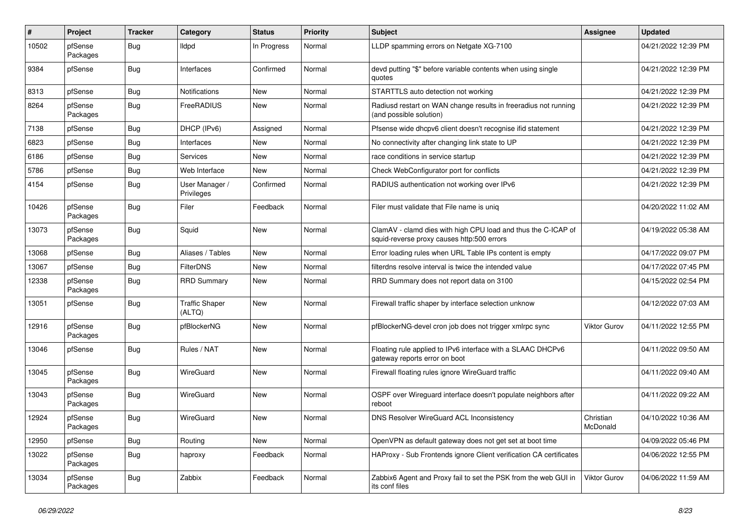| # | Project | Tracker | Category | Status | Priority | Subject | Assignee | Updated |
|---|---|---|---|---|---|---|---|---|
| 10502 | pfSense Packages | Bug | lldpd | In Progress | Normal | LLDP spamming errors on Netgate XG-7100 | | 04/21/2022 12:39 PM |
| 9384 | pfSense | Bug | Interfaces | Confirmed | Normal | devd putting "$" before variable contents when using single quotes | | 04/21/2022 12:39 PM |
| 8313 | pfSense | Bug | Notifications | New | Normal | STARTTLS auto detection not working | | 04/21/2022 12:39 PM |
| 8264 | pfSense Packages | Bug | FreeRADIUS | New | Normal | Radiusd restart on WAN change results in freeradius not running (and possible solution) | | 04/21/2022 12:39 PM |
| 7138 | pfSense | Bug | DHCP (IPv6) | Assigned | Normal | Pfsense wide dhcpv6 client doesn't recognise ifid statement | | 04/21/2022 12:39 PM |
| 6823 | pfSense | Bug | Interfaces | New | Normal | No connectivity after changing link state to UP | | 04/21/2022 12:39 PM |
| 6186 | pfSense | Bug | Services | New | Normal | race conditions in service startup | | 04/21/2022 12:39 PM |
| 5786 | pfSense | Bug | Web Interface | New | Normal | Check WebConfigurator port for conflicts | | 04/21/2022 12:39 PM |
| 4154 | pfSense | Bug | User Manager / Privileges | Confirmed | Normal | RADIUS authentication not working over IPv6 | | 04/21/2022 12:39 PM |
| 10426 | pfSense Packages | Bug | Filer | Feedback | Normal | Filer must validate that File name is uniq | | 04/20/2022 11:02 AM |
| 13073 | pfSense Packages | Bug | Squid | New | Normal | ClamAV - clamd dies with high CPU load and thus the C-ICAP of squid-reverse proxy causes http:500 errors | | 04/19/2022 05:38 AM |
| 13068 | pfSense | Bug | Aliases / Tables | New | Normal | Error loading rules when URL Table IPs content is empty | | 04/17/2022 09:07 PM |
| 13067 | pfSense | Bug | FilterDNS | New | Normal | filterdns resolve interval is twice the intended value | | 04/17/2022 07:45 PM |
| 12338 | pfSense Packages | Bug | RRD Summary | New | Normal | RRD Summary does not report data on 3100 | | 04/15/2022 02:54 PM |
| 13051 | pfSense | Bug | Traffic Shaper (ALTQ) | New | Normal | Firewall traffic shaper by interface selection unknow | | 04/12/2022 07:03 AM |
| 12916 | pfSense Packages | Bug | pfBlockerNG | New | Normal | pfBlockerNG-devel cron job does not trigger xmlrpc sync | Viktor Gurov | 04/11/2022 12:55 PM |
| 13046 | pfSense | Bug | Rules / NAT | New | Normal | Floating rule applied to IPv6 interface with a SLAAC DHCPv6 gateway reports error on boot | | 04/11/2022 09:50 AM |
| 13045 | pfSense Packages | Bug | WireGuard | New | Normal | Firewall floating rules ignore WireGuard traffic | | 04/11/2022 09:40 AM |
| 13043 | pfSense Packages | Bug | WireGuard | New | Normal | OSPF over Wireguard interface doesn't populate neighbors after reboot | | 04/11/2022 09:22 AM |
| 12924 | pfSense Packages | Bug | WireGuard | New | Normal | DNS Resolver WireGuard ACL Inconsistency | Christian McDonald | 04/10/2022 10:36 AM |
| 12950 | pfSense | Bug | Routing | New | Normal | OpenVPN as default gateway does not get set at boot time | | 04/09/2022 05:46 PM |
| 13022 | pfSense Packages | Bug | haproxy | Feedback | Normal | HAProxy - Sub Frontends ignore Client verification CA certificates | | 04/06/2022 12:55 PM |
| 13034 | pfSense Packages | Bug | Zabbix | Feedback | Normal | Zabbix6 Agent and Proxy fail to set the PSK from the web GUI in its conf files | Viktor Gurov | 04/06/2022 11:59 AM |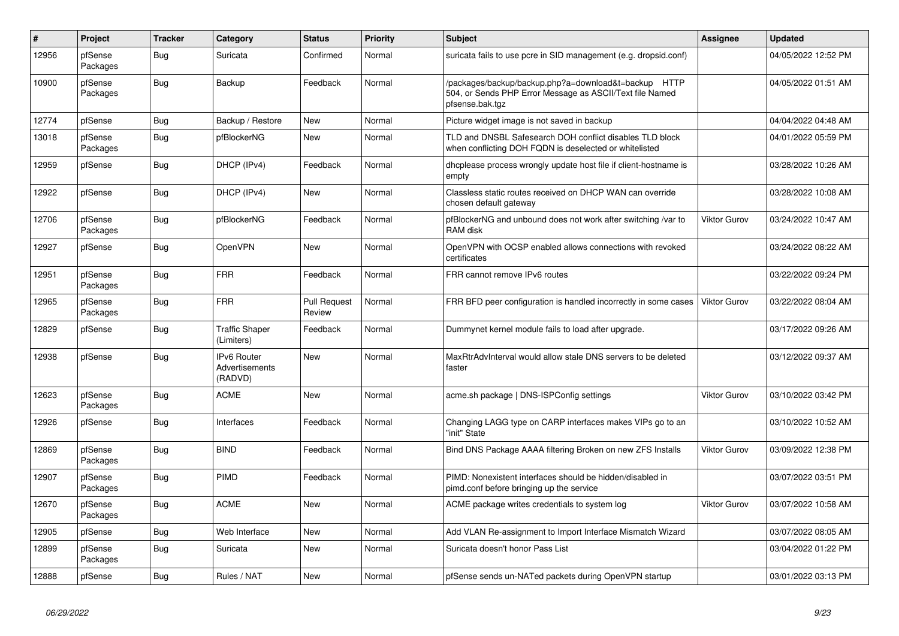| # | Project | Tracker | Category | Status | Priority | Subject | Assignee | Updated |
|---|---|---|---|---|---|---|---|---|
| 12956 | pfSense Packages | Bug | Suricata | Confirmed | Normal | suricata fails to use pcre in SID management (e.g. dropsid.conf) | | 04/05/2022 12:52 PM |
| 10900 | pfSense Packages | Bug | Backup | Feedback | Normal | /packages/backup/backup.php?a=download&t=backup HTTP 504, or Sends PHP Error Message as ASCII/Text file Named pfsense.bak.tgz | | 04/05/2022 01:51 AM |
| 12774 | pfSense | Bug | Backup / Restore | New | Normal | Picture widget image is not saved in backup | | 04/04/2022 04:48 AM |
| 13018 | pfSense Packages | Bug | pfBlockerNG | New | Normal | TLD and DNSBL Safesearch DOH conflict disables TLD block when conflicting DOH FQDN is deselected or whitelisted | | 04/01/2022 05:59 PM |
| 12959 | pfSense | Bug | DHCP (IPv4) | Feedback | Normal | dhcplease process wrongly update host file if client-hostname is empty | | 03/28/2022 10:26 AM |
| 12922 | pfSense | Bug | DHCP (IPv4) | New | Normal | Classless static routes received on DHCP WAN can override chosen default gateway | | 03/28/2022 10:08 AM |
| 12706 | pfSense Packages | Bug | pfBlockerNG | Feedback | Normal | pfBlockerNG and unbound does not work after switching /var to RAM disk | Viktor Gurov | 03/24/2022 10:47 AM |
| 12927 | pfSense | Bug | OpenVPN | New | Normal | OpenVPN with OCSP enabled allows connections with revoked certificates | | 03/24/2022 08:22 AM |
| 12951 | pfSense Packages | Bug | FRR | Feedback | Normal | FRR cannot remove IPv6 routes | | 03/22/2022 09:24 PM |
| 12965 | pfSense Packages | Bug | FRR | Pull Request Review | Normal | FRR BFD peer configuration is handled incorrectly in some cases | Viktor Gurov | 03/22/2022 08:04 AM |
| 12829 | pfSense | Bug | Traffic Shaper (Limiters) | Feedback | Normal | Dummynet kernel module fails to load after upgrade. | | 03/17/2022 09:26 AM |
| 12938 | pfSense | Bug | IPv6 Router Advertisements (RADVD) | New | Normal | MaxRtrAdvInterval would allow stale DNS servers to be deleted faster | | 03/12/2022 09:37 AM |
| 12623 | pfSense Packages | Bug | ACME | New | Normal | acme.sh package \| DNS-ISPConfig settings | Viktor Gurov | 03/10/2022 03:42 PM |
| 12926 | pfSense | Bug | Interfaces | Feedback | Normal | Changing LAGG type on CARP interfaces makes VIPs go to an "init" State | | 03/10/2022 10:52 AM |
| 12869 | pfSense Packages | Bug | BIND | Feedback | Normal | Bind DNS Package AAAA filtering Broken on new ZFS Installs | Viktor Gurov | 03/09/2022 12:38 PM |
| 12907 | pfSense Packages | Bug | PIMD | Feedback | Normal | PIMD: Nonexistent interfaces should be hidden/disabled in pimd.conf before bringing up the service | | 03/07/2022 03:51 PM |
| 12670 | pfSense Packages | Bug | ACME | New | Normal | ACME package writes credentials to system log | Viktor Gurov | 03/07/2022 10:58 AM |
| 12905 | pfSense | Bug | Web Interface | New | Normal | Add VLAN Re-assignment to Import Interface Mismatch Wizard | | 03/07/2022 08:05 AM |
| 12899 | pfSense Packages | Bug | Suricata | New | Normal | Suricata doesn't honor Pass List | | 03/04/2022 01:22 PM |
| 12888 | pfSense | Bug | Rules / NAT | New | Normal | pfSense sends un-NATed packets during OpenVPN startup | | 03/01/2022 03:13 PM |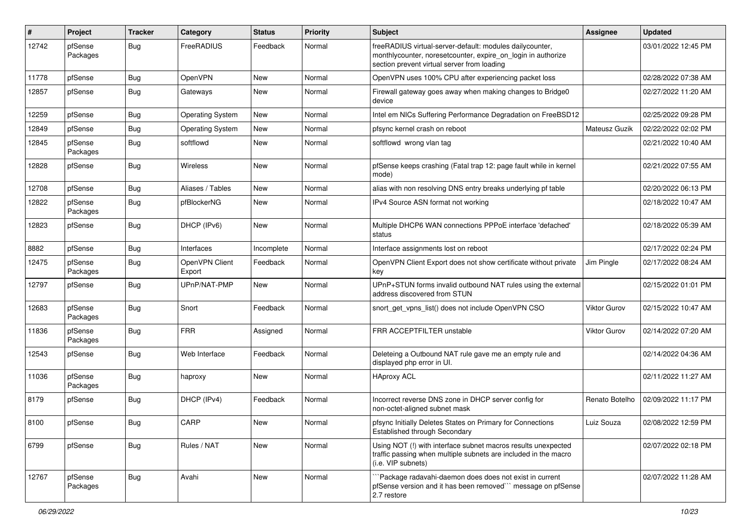| # | Project | Tracker | Category | Status | Priority | Subject | Assignee | Updated |
|---|---|---|---|---|---|---|---|---|
| 12742 | pfSense Packages | Bug | FreeRADIUS | Feedback | Normal | freeRADIUS virtual-server-default: modules dailycounter, monthlycounter, noresetcounter, expire_on_login in authorize section prevent virtual server from loading | | 03/01/2022 12:45 PM |
| 11778 | pfSense | Bug | OpenVPN | New | Normal | OpenVPN uses 100% CPU after experiencing packet loss | | 02/28/2022 07:38 AM |
| 12857 | pfSense | Bug | Gateways | New | Normal | Firewall gateway goes away when making changes to Bridge0 device | | 02/27/2022 11:20 AM |
| 12259 | pfSense | Bug | Operating System | New | Normal | Intel em NICs Suffering Performance Degradation on FreeBSD12 | | 02/25/2022 09:28 PM |
| 12849 | pfSense | Bug | Operating System | New | Normal | pfsync kernel crash on reboot | Mateusz Guzik | 02/22/2022 02:02 PM |
| 12845 | pfSense Packages | Bug | softflowd | New | Normal | softflowd wrong vlan tag | | 02/21/2022 10:40 AM |
| 12828 | pfSense | Bug | Wireless | New | Normal | pfSense keeps crashing (Fatal trap 12: page fault while in kernel mode) | | 02/21/2022 07:55 AM |
| 12708 | pfSense | Bug | Aliases / Tables | New | Normal | alias with non resolving DNS entry breaks underlying pf table | | 02/20/2022 06:13 PM |
| 12822 | pfSense Packages | Bug | pfBlockerNG | New | Normal | IPv4 Source ASN format not working | | 02/18/2022 10:47 AM |
| 12823 | pfSense | Bug | DHCP (IPv6) | New | Normal | Multiple DHCP6 WAN connections PPPoE interface 'defached' status | | 02/18/2022 05:39 AM |
| 8882 | pfSense | Bug | Interfaces | Incomplete | Normal | Interface assignments lost on reboot | | 02/17/2022 02:24 PM |
| 12475 | pfSense Packages | Bug | OpenVPN Client Export | Feedback | Normal | OpenVPN Client Export does not show certificate without private key | Jim Pingle | 02/17/2022 08:24 AM |
| 12797 | pfSense | Bug | UPnP/NAT-PMP | New | Normal | UPnP+STUN forms invalid outbound NAT rules using the external address discovered from STUN | | 02/15/2022 01:01 PM |
| 12683 | pfSense Packages | Bug | Snort | Feedback | Normal | snort_get_vpns_list() does not include OpenVPN CSO | Viktor Gurov | 02/15/2022 10:47 AM |
| 11836 | pfSense Packages | Bug | FRR | Assigned | Normal | FRR ACCEPTFILTER unstable | Viktor Gurov | 02/14/2022 07:20 AM |
| 12543 | pfSense | Bug | Web Interface | Feedback | Normal | Deleteing a Outbound NAT rule gave me an empty rule and displayed php error in UI. | | 02/14/2022 04:36 AM |
| 11036 | pfSense Packages | Bug | haproxy | New | Normal | HAproxy ACL | | 02/11/2022 11:27 AM |
| 8179 | pfSense | Bug | DHCP (IPv4) | Feedback | Normal | Incorrect reverse DNS zone in DHCP server config for non-octet-aligned subnet mask | Renato Botelho | 02/09/2022 11:17 PM |
| 8100 | pfSense | Bug | CARP | New | Normal | pfsync Initially Deletes States on Primary for Connections Established through Secondary | Luiz Souza | 02/08/2022 12:59 PM |
| 6799 | pfSense | Bug | Rules / NAT | New | Normal | Using NOT (!) with interface subnet macros results unexpected traffic passing when multiple subnets are included in the macro (i.e. VIP subnets) | | 02/07/2022 02:18 PM |
| 12767 | pfSense Packages | Bug | Avahi | New | Normal | ```Package radavahi-daemon does does not exist in current pfSense version and it has been removed``` message on pfSense 2.7 restore | | 02/07/2022 11:28 AM |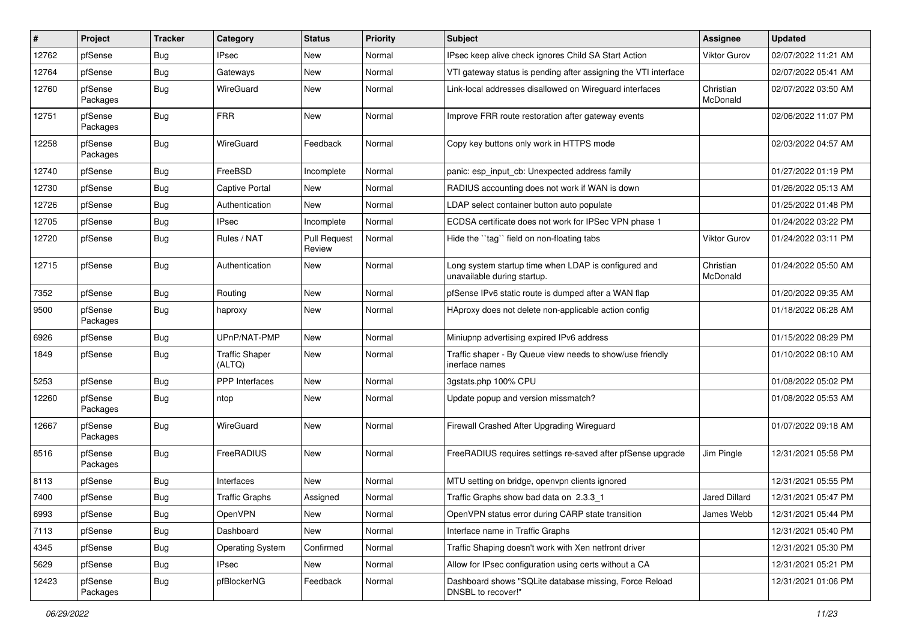| # | Project | Tracker | Category | Status | Priority | Subject | Assignee | Updated |
|---|---|---|---|---|---|---|---|---|
| 12762 | pfSense | Bug | IPsec | New | Normal | IPsec keep alive check ignores Child SA Start Action | Viktor Gurov | 02/07/2022 11:21 AM |
| 12764 | pfSense | Bug | Gateways | New | Normal | VTI gateway status is pending after assigning the VTI interface | | 02/07/2022 05:41 AM |
| 12760 | pfSense Packages | Bug | WireGuard | New | Normal | Link-local addresses disallowed on Wireguard interfaces | Christian McDonald | 02/07/2022 03:50 AM |
| 12751 | pfSense Packages | Bug | FRR | New | Normal | Improve FRR route restoration after gateway events | | 02/06/2022 11:07 PM |
| 12258 | pfSense Packages | Bug | WireGuard | Feedback | Normal | Copy key buttons only work in HTTPS mode | | 02/03/2022 04:57 AM |
| 12740 | pfSense | Bug | FreeBSD | Incomplete | Normal | panic: esp_input_cb: Unexpected address family | | 01/27/2022 01:19 PM |
| 12730 | pfSense | Bug | Captive Portal | New | Normal | RADIUS accounting does not work if WAN is down | | 01/26/2022 05:13 AM |
| 12726 | pfSense | Bug | Authentication | New | Normal | LDAP select container button auto populate | | 01/25/2022 01:48 PM |
| 12705 | pfSense | Bug | IPsec | Incomplete | Normal | ECDSA certificate does not work for IPSec VPN phase 1 | | 01/24/2022 03:22 PM |
| 12720 | pfSense | Bug | Rules / NAT | Pull Request Review | Normal | Hide the ``tag`` field on non-floating tabs | Viktor Gurov | 01/24/2022 03:11 PM |
| 12715 | pfSense | Bug | Authentication | New | Normal | Long system startup time when LDAP is configured and unavailable during startup. | Christian McDonald | 01/24/2022 05:50 AM |
| 7352 | pfSense | Bug | Routing | New | Normal | pfSense IPv6 static route is dumped after a WAN flap | | 01/20/2022 09:35 AM |
| 9500 | pfSense Packages | Bug | haproxy | New | Normal | HAproxy does not delete non-applicable action config | | 01/18/2022 06:28 AM |
| 6926 | pfSense | Bug | UPnP/NAT-PMP | New | Normal | Miniupnp advertising expired IPv6 address | | 01/15/2022 08:29 PM |
| 1849 | pfSense | Bug | Traffic Shaper (ALTQ) | New | Normal | Traffic shaper - By Queue view needs to show/use friendly inerface names | | 01/10/2022 08:10 AM |
| 5253 | pfSense | Bug | PPP Interfaces | New | Normal | 3gstats.php 100% CPU | | 01/08/2022 05:02 PM |
| 12260 | pfSense Packages | Bug | ntop | New | Normal | Update popup and version missmatch? | | 01/08/2022 05:53 AM |
| 12667 | pfSense Packages | Bug | WireGuard | New | Normal | Firewall Crashed After Upgrading Wireguard | | 01/07/2022 09:18 AM |
| 8516 | pfSense Packages | Bug | FreeRADIUS | New | Normal | FreeRADIUS requires settings re-saved after pfSense upgrade | Jim Pingle | 12/31/2021 05:58 PM |
| 8113 | pfSense | Bug | Interfaces | New | Normal | MTU setting on bridge, openvpn clients ignored | | 12/31/2021 05:55 PM |
| 7400 | pfSense | Bug | Traffic Graphs | Assigned | Normal | Traffic Graphs show bad data on 2.3.3_1 | Jared Dillard | 12/31/2021 05:47 PM |
| 6993 | pfSense | Bug | OpenVPN | New | Normal | OpenVPN status error during CARP state transition | James Webb | 12/31/2021 05:44 PM |
| 7113 | pfSense | Bug | Dashboard | New | Normal | Interface name in Traffic Graphs | | 12/31/2021 05:40 PM |
| 4345 | pfSense | Bug | Operating System | Confirmed | Normal | Traffic Shaping doesn't work with Xen netfront driver | | 12/31/2021 05:30 PM |
| 5629 | pfSense | Bug | IPsec | New | Normal | Allow for IPsec configuration using certs without a CA | | 12/31/2021 05:21 PM |
| 12423 | pfSense Packages | Bug | pfBlockerNG | Feedback | Normal | Dashboard shows "SQLite database missing, Force Reload DNSBL to recover!" | | 12/31/2021 01:06 PM |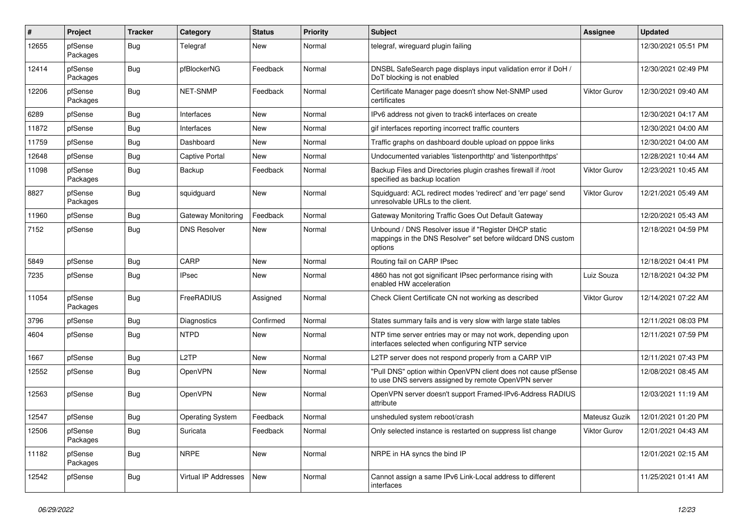| # | Project | Tracker | Category | Status | Priority | Subject | Assignee | Updated |
|---|---|---|---|---|---|---|---|---|
| 12655 | pfSense Packages | Bug | Telegraf | New | Normal | telegraf, wireguard plugin failing | | 12/30/2021 05:51 PM |
| 12414 | pfSense Packages | Bug | pfBlockerNG | Feedback | Normal | DNSBL SafeSearch page displays input validation error if DoH / DoT blocking is not enabled | | 12/30/2021 02:49 PM |
| 12206 | pfSense Packages | Bug | NET-SNMP | Feedback | Normal | Certificate Manager page doesn't show Net-SNMP used certificates | Viktor Gurov | 12/30/2021 09:40 AM |
| 6289 | pfSense | Bug | Interfaces | New | Normal | IPv6 address not given to track6 interfaces on create | | 12/30/2021 04:17 AM |
| 11872 | pfSense | Bug | Interfaces | New | Normal | gif interfaces reporting incorrect traffic counters | | 12/30/2021 04:00 AM |
| 11759 | pfSense | Bug | Dashboard | New | Normal | Traffic graphs on dashboard double upload on pppoe links | | 12/30/2021 04:00 AM |
| 12648 | pfSense | Bug | Captive Portal | New | Normal | Undocumented variables 'listenporthttp' and 'listenporthttps' | | 12/28/2021 10:44 AM |
| 11098 | pfSense Packages | Bug | Backup | Feedback | Normal | Backup Files and Directories plugin crashes firewall if /root specified as backup location | Viktor Gurov | 12/23/2021 10:45 AM |
| 8827 | pfSense Packages | Bug | squidguard | New | Normal | Squidguard: ACL redirect modes 'redirect' and 'err page' send unresolvable URLs to the client. | Viktor Gurov | 12/21/2021 05:49 AM |
| 11960 | pfSense | Bug | Gateway Monitoring | Feedback | Normal | Gateway Monitoring Traffic Goes Out Default Gateway | | 12/20/2021 05:43 AM |
| 7152 | pfSense | Bug | DNS Resolver | New | Normal | Unbound / DNS Resolver issue if "Register DHCP static mappings in the DNS Resolver" set before wildcard DNS custom options | | 12/18/2021 04:59 PM |
| 5849 | pfSense | Bug | CARP | New | Normal | Routing fail on CARP IPsec | | 12/18/2021 04:41 PM |
| 7235 | pfSense | Bug | IPsec | New | Normal | 4860 has not got significant IPsec performance rising with enabled HW acceleration | Luiz Souza | 12/18/2021 04:32 PM |
| 11054 | pfSense Packages | Bug | FreeRADIUS | Assigned | Normal | Check Client Certificate CN not working as described | Viktor Gurov | 12/14/2021 07:22 AM |
| 3796 | pfSense | Bug | Diagnostics | Confirmed | Normal | States summary fails and is very slow with large state tables | | 12/11/2021 08:03 PM |
| 4604 | pfSense | Bug | NTPD | New | Normal | NTP time server entries may or may not work, depending upon interfaces selected when configuring NTP service | | 12/11/2021 07:59 PM |
| 1667 | pfSense | Bug | L2TP | New | Normal | L2TP server does not respond properly from a CARP VIP | | 12/11/2021 07:43 PM |
| 12552 | pfSense | Bug | OpenVPN | New | Normal | "Pull DNS" option within OpenVPN client does not cause pfSense to use DNS servers assigned by remote OpenVPN server | | 12/08/2021 08:45 AM |
| 12563 | pfSense | Bug | OpenVPN | New | Normal | OpenVPN server doesn't support Framed-IPv6-Address RADIUS attribute | | 12/03/2021 11:19 AM |
| 12547 | pfSense | Bug | Operating System | Feedback | Normal | unsheduled system reboot/crash | Mateusz Guzik | 12/01/2021 01:20 PM |
| 12506 | pfSense Packages | Bug | Suricata | Feedback | Normal | Only selected instance is restarted on suppress list change | Viktor Gurov | 12/01/2021 04:43 AM |
| 11182 | pfSense Packages | Bug | NRPE | New | Normal | NRPE in HA syncs the bind IP | | 12/01/2021 02:15 AM |
| 12542 | pfSense | Bug | Virtual IP Addresses | New | Normal | Cannot assign a same IPv6 Link-Local address to different interfaces | | 11/25/2021 01:41 AM |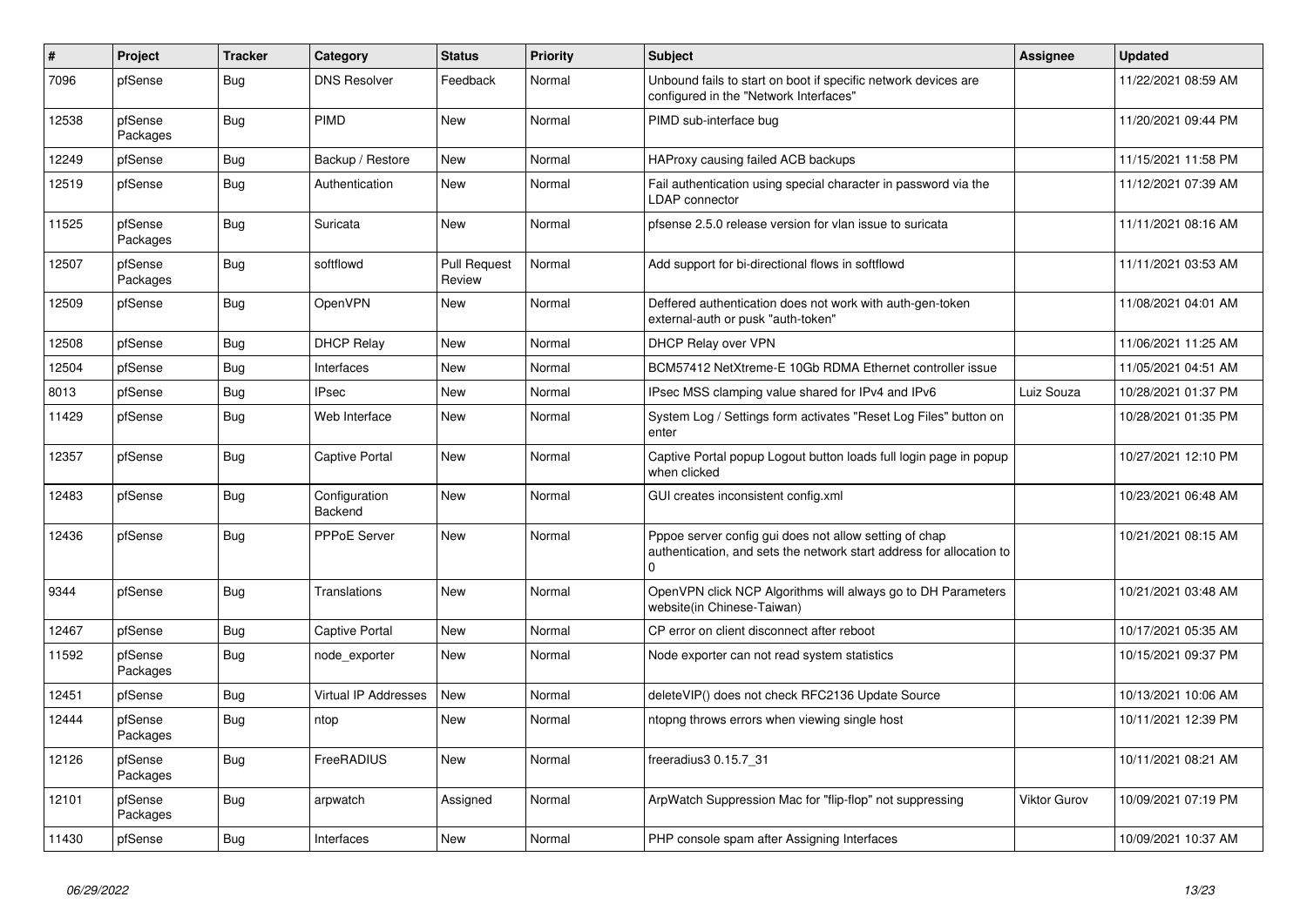| # | Project | Tracker | Category | Status | Priority | Subject | Assignee | Updated |
|---|---|---|---|---|---|---|---|---|
| 7096 | pfSense | Bug | DNS Resolver | Feedback | Normal | Unbound fails to start on boot if specific network devices are configured in the "Network Interfaces" | | 11/22/2021 08:59 AM |
| 12538 | pfSense Packages | Bug | PIMD | New | Normal | PIMD sub-interface bug | | 11/20/2021 09:44 PM |
| 12249 | pfSense | Bug | Backup / Restore | New | Normal | HAProxy causing failed ACB backups | | 11/15/2021 11:58 PM |
| 12519 | pfSense | Bug | Authentication | New | Normal | Fail authentication using special character in password via the LDAP connector | | 11/12/2021 07:39 AM |
| 11525 | pfSense Packages | Bug | Suricata | New | Normal | pfsense 2.5.0 release version for vlan issue to suricata | | 11/11/2021 08:16 AM |
| 12507 | pfSense Packages | Bug | softflowd | Pull Request Review | Normal | Add support for bi-directional flows in softflowd | | 11/11/2021 03:53 AM |
| 12509 | pfSense | Bug | OpenVPN | New | Normal | Deffered authentication does not work with auth-gen-token external-auth or pusk "auth-token" | | 11/08/2021 04:01 AM |
| 12508 | pfSense | Bug | DHCP Relay | New | Normal | DHCP Relay over VPN | | 11/06/2021 11:25 AM |
| 12504 | pfSense | Bug | Interfaces | New | Normal | BCM57412 NetXtreme-E 10Gb RDMA Ethernet controller issue | | 11/05/2021 04:51 AM |
| 8013 | pfSense | Bug | IPsec | New | Normal | IPsec MSS clamping value shared for IPv4 and IPv6 | Luiz Souza | 10/28/2021 01:37 PM |
| 11429 | pfSense | Bug | Web Interface | New | Normal | System Log / Settings form activates "Reset Log Files" button on enter | | 10/28/2021 01:35 PM |
| 12357 | pfSense | Bug | Captive Portal | New | Normal | Captive Portal popup Logout button loads full login page in popup when clicked | | 10/27/2021 12:10 PM |
| 12483 | pfSense | Bug | Configuration Backend | New | Normal | GUI creates inconsistent config.xml | | 10/23/2021 06:48 AM |
| 12436 | pfSense | Bug | PPPoE Server | New | Normal | Pppoe server config gui does not allow setting of chap authentication, and sets the network start address for allocation to 0 | | 10/21/2021 08:15 AM |
| 9344 | pfSense | Bug | Translations | New | Normal | OpenVPN click NCP Algorithms will always go to DH Parameters website(in Chinese-Taiwan) | | 10/21/2021 03:48 AM |
| 12467 | pfSense | Bug | Captive Portal | New | Normal | CP error on client disconnect after reboot | | 10/17/2021 05:35 AM |
| 11592 | pfSense Packages | Bug | node_exporter | New | Normal | Node exporter can not read system statistics | | 10/15/2021 09:37 PM |
| 12451 | pfSense | Bug | Virtual IP Addresses | New | Normal | deleteVIP() does not check RFC2136 Update Source | | 10/13/2021 10:06 AM |
| 12444 | pfSense Packages | Bug | ntop | New | Normal | ntopng throws errors when viewing single host | | 10/11/2021 12:39 PM |
| 12126 | pfSense Packages | Bug | FreeRADIUS | New | Normal | freeradius3 0.15.7_31 | | 10/11/2021 08:21 AM |
| 12101 | pfSense Packages | Bug | arpwatch | Assigned | Normal | ArpWatch Suppression Mac for "flip-flop" not suppressing | Viktor Gurov | 10/09/2021 07:19 PM |
| 11430 | pfSense | Bug | Interfaces | New | Normal | PHP console spam after Assigning Interfaces | | 10/09/2021 10:37 AM |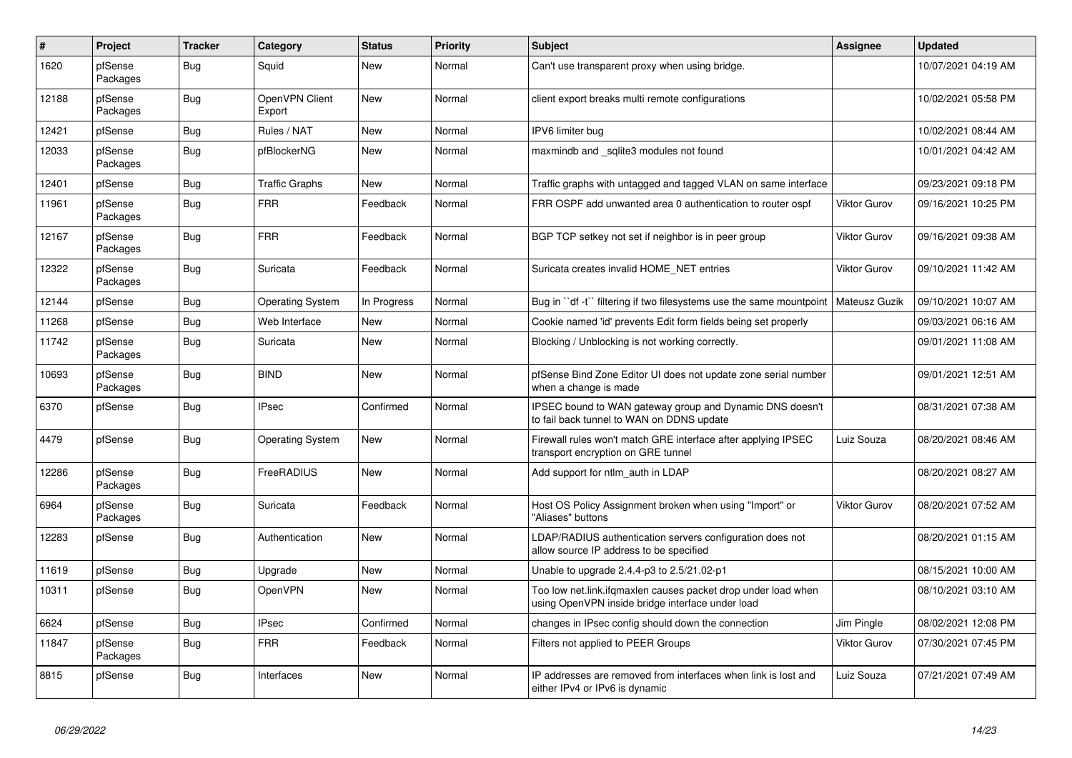| # | Project | Tracker | Category | Status | Priority | Subject | Assignee | Updated |
|---|---|---|---|---|---|---|---|---|
| 1620 | pfSense Packages | Bug | Squid | New | Normal | Can't use transparent proxy when using bridge. | | 10/07/2021 04:19 AM |
| 12188 | pfSense Packages | Bug | OpenVPN Client Export | New | Normal | client export breaks multi remote configurations | | 10/02/2021 05:58 PM |
| 12421 | pfSense | Bug | Rules / NAT | New | Normal | IPV6 limiter bug | | 10/02/2021 08:44 AM |
| 12033 | pfSense Packages | Bug | pfBlockerNG | New | Normal | maxmindb and _sqlite3 modules not found | | 10/01/2021 04:42 AM |
| 12401 | pfSense | Bug | Traffic Graphs | New | Normal | Traffic graphs with untagged and tagged VLAN on same interface | | 09/23/2021 09:18 PM |
| 11961 | pfSense Packages | Bug | FRR | Feedback | Normal | FRR OSPF add unwanted area 0 authentication to router ospf | Viktor Gurov | 09/16/2021 10:25 PM |
| 12167 | pfSense Packages | Bug | FRR | Feedback | Normal | BGP TCP setkey not set if neighbor is in peer group | Viktor Gurov | 09/16/2021 09:38 AM |
| 12322 | pfSense Packages | Bug | Suricata | Feedback | Normal | Suricata creates invalid HOME_NET entries | Viktor Gurov | 09/10/2021 11:42 AM |
| 12144 | pfSense | Bug | Operating System | In Progress | Normal | Bug in ``df -t`` filtering if two filesystems use the same mountpoint | Mateusz Guzik | 09/10/2021 10:07 AM |
| 11268 | pfSense | Bug | Web Interface | New | Normal | Cookie named 'id' prevents Edit form fields being set properly | | 09/03/2021 06:16 AM |
| 11742 | pfSense Packages | Bug | Suricata | New | Normal | Blocking / Unblocking is not working correctly. | | 09/01/2021 11:08 AM |
| 10693 | pfSense Packages | Bug | BIND | New | Normal | pfSense Bind Zone Editor UI does not update zone serial number when a change is made | | 09/01/2021 12:51 AM |
| 6370 | pfSense | Bug | IPsec | Confirmed | Normal | IPSEC bound to WAN gateway group and Dynamic DNS doesn't to fail back tunnel to WAN on DDNS update | | 08/31/2021 07:38 AM |
| 4479 | pfSense | Bug | Operating System | New | Normal | Firewall rules won't match GRE interface after applying IPSEC transport encryption on GRE tunnel | Luiz Souza | 08/20/2021 08:46 AM |
| 12286 | pfSense Packages | Bug | FreeRADIUS | New | Normal | Add support for ntlm_auth in LDAP | | 08/20/2021 08:27 AM |
| 6964 | pfSense Packages | Bug | Suricata | Feedback | Normal | Host OS Policy Assignment broken when using "Import" or "Aliases" buttons | Viktor Gurov | 08/20/2021 07:52 AM |
| 12283 | pfSense | Bug | Authentication | New | Normal | LDAP/RADIUS authentication servers configuration does not allow source IP address to be specified | | 08/20/2021 01:15 AM |
| 11619 | pfSense | Bug | Upgrade | New | Normal | Unable to upgrade 2.4.4-p3 to 2.5/21.02-p1 | | 08/15/2021 10:00 AM |
| 10311 | pfSense | Bug | OpenVPN | New | Normal | Too low net.link.ifqmaxlen causes packet drop under load when using OpenVPN inside bridge interface under load | | 08/10/2021 03:10 AM |
| 6624 | pfSense | Bug | IPsec | Confirmed | Normal | changes in IPsec config should down the connection | Jim Pingle | 08/02/2021 12:08 PM |
| 11847 | pfSense Packages | Bug | FRR | Feedback | Normal | Filters not applied to PEER Groups | Viktor Gurov | 07/30/2021 07:45 PM |
| 8815 | pfSense | Bug | Interfaces | New | Normal | IP addresses are removed from interfaces when link is lost and either IPv4 or IPv6 is dynamic | Luiz Souza | 07/21/2021 07:49 AM |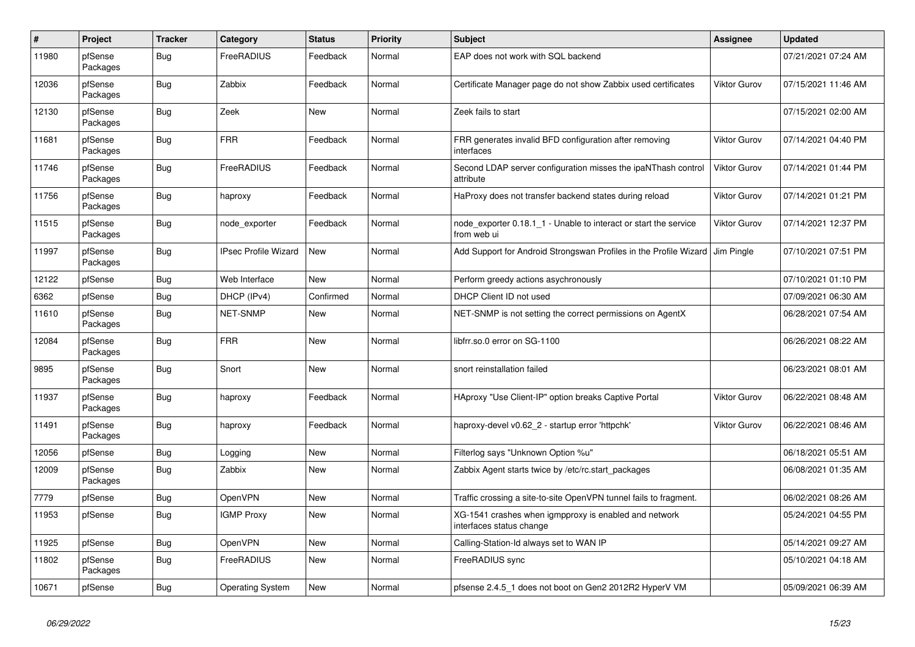| # | Project | Tracker | Category | Status | Priority | Subject | Assignee | Updated |
|---|---|---|---|---|---|---|---|---|
| 11980 | pfSense Packages | Bug | FreeRADIUS | Feedback | Normal | EAP does not work with SQL backend | | 07/21/2021 07:24 AM |
| 12036 | pfSense Packages | Bug | Zabbix | Feedback | Normal | Certificate Manager page do not show Zabbix used certificates | Viktor Gurov | 07/15/2021 11:46 AM |
| 12130 | pfSense Packages | Bug | Zeek | New | Normal | Zeek fails to start | | 07/15/2021 02:00 AM |
| 11681 | pfSense Packages | Bug | FRR | Feedback | Normal | FRR generates invalid BFD configuration after removing interfaces | Viktor Gurov | 07/14/2021 04:40 PM |
| 11746 | pfSense Packages | Bug | FreeRADIUS | Feedback | Normal | Second LDAP server configuration misses the ipaNThash control attribute | Viktor Gurov | 07/14/2021 01:44 PM |
| 11756 | pfSense Packages | Bug | haproxy | Feedback | Normal | HaProxy does not transfer backend states during reload | Viktor Gurov | 07/14/2021 01:21 PM |
| 11515 | pfSense Packages | Bug | node_exporter | Feedback | Normal | node_exporter 0.18.1_1 - Unable to interact or start the service from web ui | Viktor Gurov | 07/14/2021 12:37 PM |
| 11997 | pfSense Packages | Bug | IPsec Profile Wizard | New | Normal | Add Support for Android Strongswan Profiles in the Profile Wizard | Jim Pingle | 07/10/2021 07:51 PM |
| 12122 | pfSense | Bug | Web Interface | New | Normal | Perform greedy actions asychronously | | 07/10/2021 01:10 PM |
| 6362 | pfSense | Bug | DHCP (IPv4) | Confirmed | Normal | DHCP Client ID not used | | 07/09/2021 06:30 AM |
| 11610 | pfSense Packages | Bug | NET-SNMP | New | Normal | NET-SNMP is not setting the correct permissions on AgentX | | 06/28/2021 07:54 AM |
| 12084 | pfSense Packages | Bug | FRR | New | Normal | libfrr.so.0 error on SG-1100 | | 06/26/2021 08:22 AM |
| 9895 | pfSense Packages | Bug | Snort | New | Normal | snort reinstallation failed | | 06/23/2021 08:01 AM |
| 11937 | pfSense Packages | Bug | haproxy | Feedback | Normal | HAproxy "Use Client-IP" option breaks Captive Portal | Viktor Gurov | 06/22/2021 08:48 AM |
| 11491 | pfSense Packages | Bug | haproxy | Feedback | Normal | haproxy-devel v0.62_2 - startup error 'httpchk' | Viktor Gurov | 06/22/2021 08:46 AM |
| 12056 | pfSense | Bug | Logging | New | Normal | Filterlog says "Unknown Option %u" | | 06/18/2021 05:51 AM |
| 12009 | pfSense Packages | Bug | Zabbix | New | Normal | Zabbix Agent starts twice by /etc/rc.start_packages | | 06/08/2021 01:35 AM |
| 7779 | pfSense | Bug | OpenVPN | New | Normal | Traffic crossing a site-to-site OpenVPN tunnel fails to fragment. | | 06/02/2021 08:26 AM |
| 11953 | pfSense | Bug | IGMP Proxy | New | Normal | XG-1541 crashes when igmpproxy is enabled and network interfaces status change | | 05/24/2021 04:55 PM |
| 11925 | pfSense | Bug | OpenVPN | New | Normal | Calling-Station-Id always set to WAN IP | | 05/14/2021 09:27 AM |
| 11802 | pfSense Packages | Bug | FreeRADIUS | New | Normal | FreeRADIUS sync | | 05/10/2021 04:18 AM |
| 10671 | pfSense | Bug | Operating System | New | Normal | pfsense 2.4.5_1 does not boot on Gen2 2012R2 HyperV VM | | 05/09/2021 06:39 AM |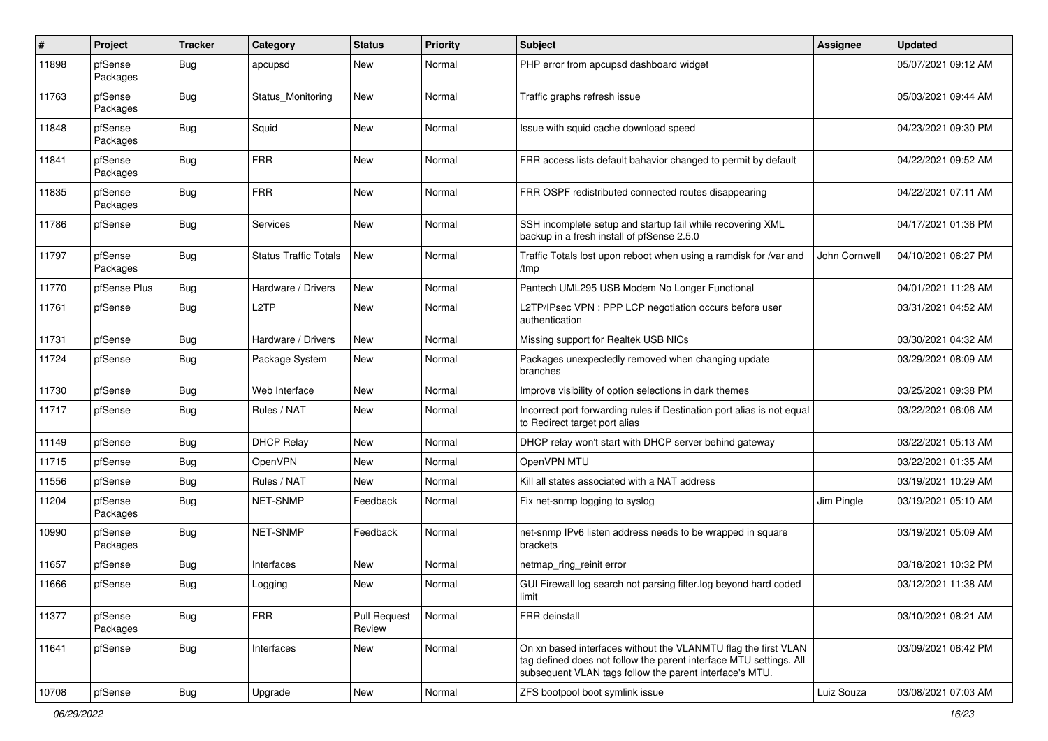| # | Project | Tracker | Category | Status | Priority | Subject | Assignee | Updated |
|---|---|---|---|---|---|---|---|---|
| 11898 | pfSense Packages | Bug | apcupsd | New | Normal | PHP error from apcupsd dashboard widget | | 05/07/2021 09:12 AM |
| 11763 | pfSense Packages | Bug | Status_Monitoring | New | Normal | Traffic graphs refresh issue | | 05/03/2021 09:44 AM |
| 11848 | pfSense Packages | Bug | Squid | New | Normal | Issue with squid cache download speed | | 04/23/2021 09:30 PM |
| 11841 | pfSense Packages | Bug | FRR | New | Normal | FRR access lists default bahavior changed to permit by default | | 04/22/2021 09:52 AM |
| 11835 | pfSense Packages | Bug | FRR | New | Normal | FRR OSPF redistributed connected routes disappearing | | 04/22/2021 07:11 AM |
| 11786 | pfSense | Bug | Services | New | Normal | SSH incomplete setup and startup fail while recovering XML backup in a fresh install of pfSense 2.5.0 | | 04/17/2021 01:36 PM |
| 11797 | pfSense Packages | Bug | Status Traffic Totals | New | Normal | Traffic Totals lost upon reboot when using a ramdisk for /var and /tmp | John Cornwell | 04/10/2021 06:27 PM |
| 11770 | pfSense Plus | Bug | Hardware / Drivers | New | Normal | Pantech UML295 USB Modem No Longer Functional | | 04/01/2021 11:28 AM |
| 11761 | pfSense | Bug | L2TP | New | Normal | L2TP/IPsec VPN : PPP LCP negotiation occurs before user authentication | | 03/31/2021 04:52 AM |
| 11731 | pfSense | Bug | Hardware / Drivers | New | Normal | Missing support for Realtek USB NICs | | 03/30/2021 04:32 AM |
| 11724 | pfSense | Bug | Package System | New | Normal | Packages unexpectedly removed when changing update branches | | 03/29/2021 08:09 AM |
| 11730 | pfSense | Bug | Web Interface | New | Normal | Improve visibility of option selections in dark themes | | 03/25/2021 09:38 PM |
| 11717 | pfSense | Bug | Rules / NAT | New | Normal | Incorrect port forwarding rules if Destination port alias is not equal to Redirect target port alias | | 03/22/2021 06:06 AM |
| 11149 | pfSense | Bug | DHCP Relay | New | Normal | DHCP relay won't start with DHCP server behind gateway | | 03/22/2021 05:13 AM |
| 11715 | pfSense | Bug | OpenVPN | New | Normal | OpenVPN MTU | | 03/22/2021 01:35 AM |
| 11556 | pfSense | Bug | Rules / NAT | New | Normal | Kill all states associated with a NAT address | | 03/19/2021 10:29 AM |
| 11204 | pfSense Packages | Bug | NET-SNMP | Feedback | Normal | Fix net-snmp logging to syslog | Jim Pingle | 03/19/2021 05:10 AM |
| 10990 | pfSense Packages | Bug | NET-SNMP | Feedback | Normal | net-snmp IPv6 listen address needs to be wrapped in square brackets | | 03/19/2021 05:09 AM |
| 11657 | pfSense | Bug | Interfaces | New | Normal | netmap_ring_reinit error | | 03/18/2021 10:32 PM |
| 11666 | pfSense | Bug | Logging | New | Normal | GUI Firewall log search not parsing filter.log beyond hard coded limit | | 03/12/2021 11:38 AM |
| 11377 | pfSense Packages | Bug | FRR | Pull Request Review | Normal | FRR deinstall | | 03/10/2021 08:21 AM |
| 11641 | pfSense | Bug | Interfaces | New | Normal | On xn based interfaces without the VLANMTU flag the first VLAN tag defined does not follow the parent interface MTU settings. All subsequent VLAN tags follow the parent interface's MTU. | | 03/09/2021 06:42 PM |
| 10708 | pfSense | Bug | Upgrade | New | Normal | ZFS bootpool boot symlink issue | Luiz Souza | 03/08/2021 07:03 AM |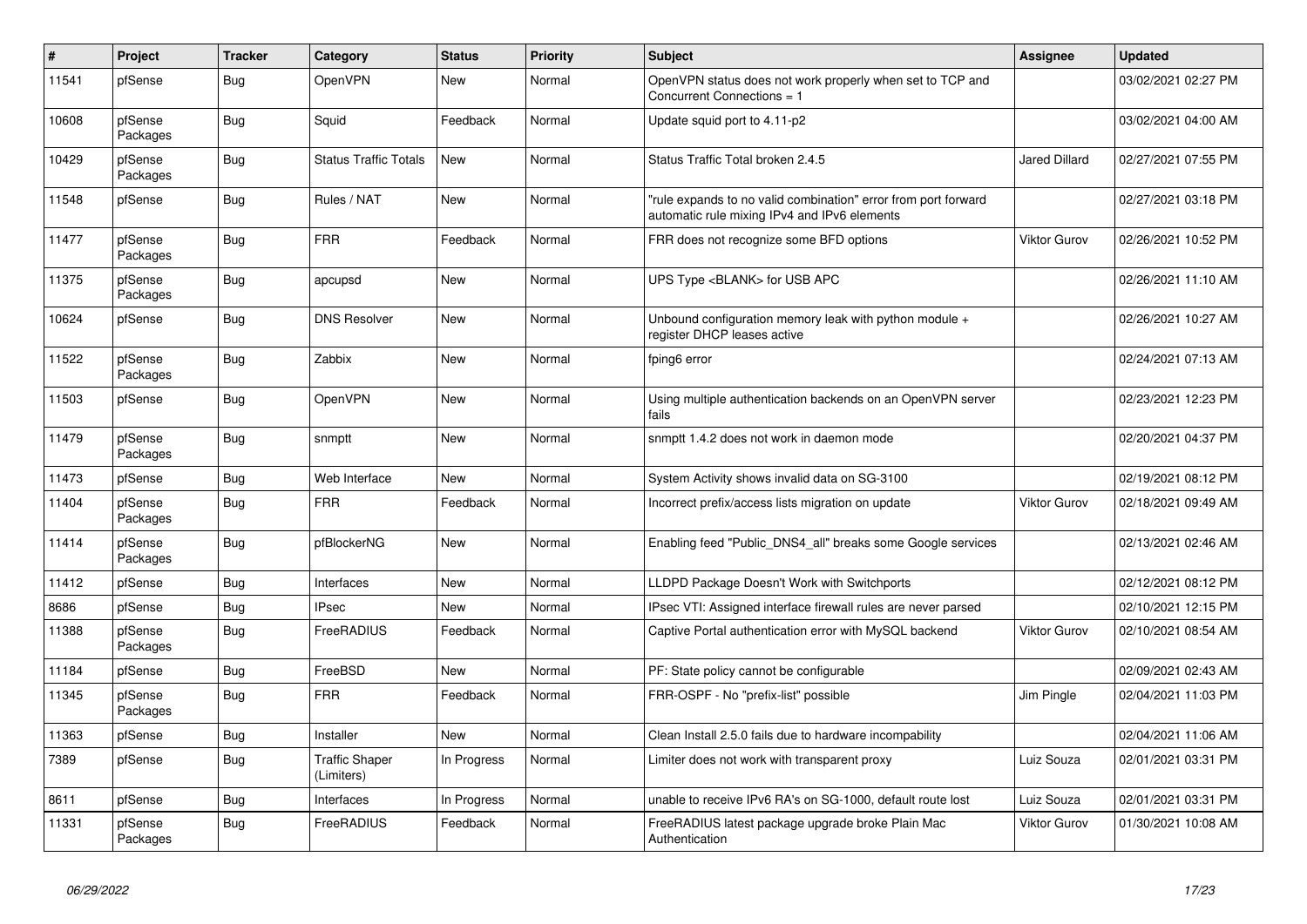| # | Project | Tracker | Category | Status | Priority | Subject | Assignee | Updated |
|---|---|---|---|---|---|---|---|---|
| 11541 | pfSense | Bug | OpenVPN | New | Normal | OpenVPN status does not work properly when set to TCP and Concurrent Connections = 1 | | 03/02/2021 02:27 PM |
| 10608 | pfSense Packages | Bug | Squid | Feedback | Normal | Update squid port to 4.11-p2 | | 03/02/2021 04:00 AM |
| 10429 | pfSense Packages | Bug | Status Traffic Totals | New | Normal | Status Traffic Total broken 2.4.5 | Jared Dillard | 02/27/2021 07:55 PM |
| 11548 | pfSense | Bug | Rules / NAT | New | Normal | "rule expands to no valid combination" error from port forward automatic rule mixing IPv4 and IPv6 elements | | 02/27/2021 03:18 PM |
| 11477 | pfSense Packages | Bug | FRR | Feedback | Normal | FRR does not recognize some BFD options | Viktor Gurov | 02/26/2021 10:52 PM |
| 11375 | pfSense Packages | Bug | apcupsd | New | Normal | UPS Type <BLANK> for USB APC | | 02/26/2021 11:10 AM |
| 10624 | pfSense | Bug | DNS Resolver | New | Normal | Unbound configuration memory leak with python module + register DHCP leases active | | 02/26/2021 10:27 AM |
| 11522 | pfSense Packages | Bug | Zabbix | New | Normal | fping6 error | | 02/24/2021 07:13 AM |
| 11503 | pfSense | Bug | OpenVPN | New | Normal | Using multiple authentication backends on an OpenVPN server fails | | 02/23/2021 12:23 PM |
| 11479 | pfSense Packages | Bug | snmptt | New | Normal | snmptt 1.4.2 does not work in daemon mode | | 02/20/2021 04:37 PM |
| 11473 | pfSense | Bug | Web Interface | New | Normal | System Activity shows invalid data on SG-3100 | | 02/19/2021 08:12 PM |
| 11404 | pfSense Packages | Bug | FRR | Feedback | Normal | Incorrect prefix/access lists migration on update | Viktor Gurov | 02/18/2021 09:49 AM |
| 11414 | pfSense Packages | Bug | pfBlockerNG | New | Normal | Enabling feed "Public_DNS4_all" breaks some Google services | | 02/13/2021 02:46 AM |
| 11412 | pfSense | Bug | Interfaces | New | Normal | LLDPD Package Doesn't Work with Switchports | | 02/12/2021 08:12 PM |
| 8686 | pfSense | Bug | IPsec | New | Normal | IPsec VTI: Assigned interface firewall rules are never parsed | | 02/10/2021 12:15 PM |
| 11388 | pfSense Packages | Bug | FreeRADIUS | Feedback | Normal | Captive Portal authentication error with MySQL backend | Viktor Gurov | 02/10/2021 08:54 AM |
| 11184 | pfSense | Bug | FreeBSD | New | Normal | PF: State policy cannot be configurable | | 02/09/2021 02:43 AM |
| 11345 | pfSense Packages | Bug | FRR | Feedback | Normal | FRR-OSPF - No "prefix-list" possible | Jim Pingle | 02/04/2021 11:03 PM |
| 11363 | pfSense | Bug | Installer | New | Normal | Clean Install 2.5.0 fails due to hardware incompability | | 02/04/2021 11:06 AM |
| 7389 | pfSense | Bug | Traffic Shaper (Limiters) | In Progress | Normal | Limiter does not work with transparent proxy | Luiz Souza | 02/01/2021 03:31 PM |
| 8611 | pfSense | Bug | Interfaces | In Progress | Normal | unable to receive IPv6 RA's on SG-1000, default route lost | Luiz Souza | 02/01/2021 03:31 PM |
| 11331 | pfSense Packages | Bug | FreeRADIUS | Feedback | Normal | FreeRADIUS latest package upgrade broke Plain Mac Authentication | Viktor Gurov | 01/30/2021 10:08 AM |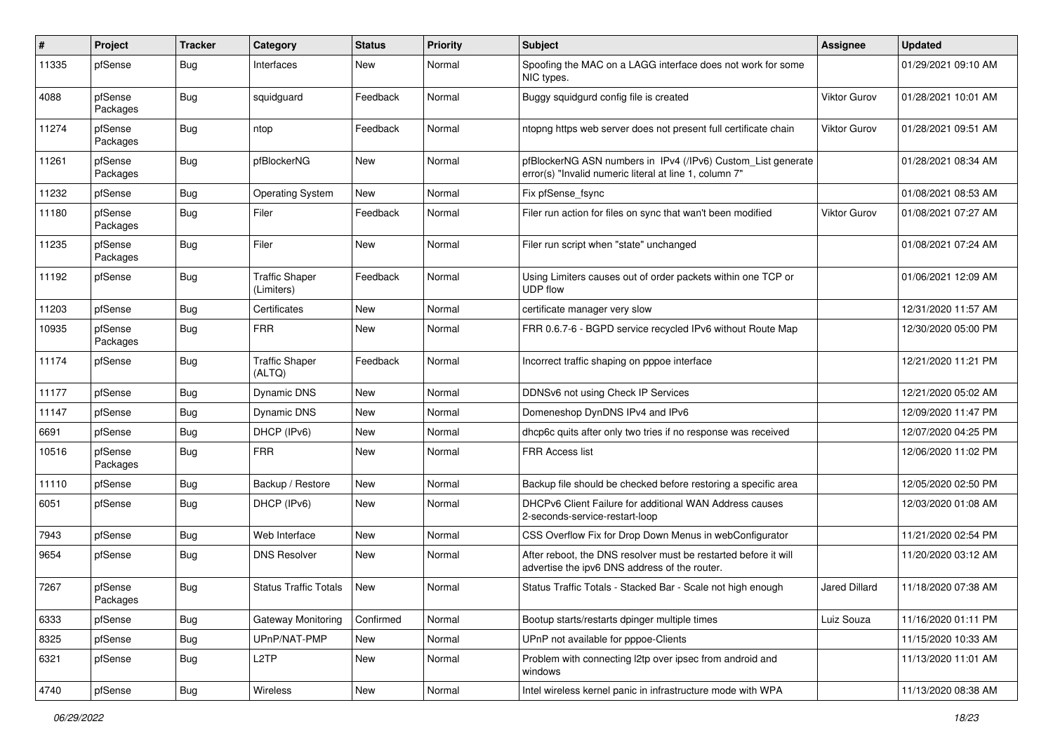| # | Project | Tracker | Category | Status | Priority | Subject | Assignee | Updated |
|---|---|---|---|---|---|---|---|---|
| 11335 | pfSense | Bug | Interfaces | New | Normal | Spoofing the MAC on a LAGG interface does not work for some NIC types. | | 01/29/2021 09:10 AM |
| 4088 | pfSense Packages | Bug | squidguard | Feedback | Normal | Buggy squidgurd config file is created | Viktor Gurov | 01/28/2021 10:01 AM |
| 11274 | pfSense Packages | Bug | ntop | Feedback | Normal | ntopng https web server does not present full certificate chain | Viktor Gurov | 01/28/2021 09:51 AM |
| 11261 | pfSense Packages | Bug | pfBlockerNG | New | Normal | pfBlockerNG ASN numbers in IPv4 (/IPv6) Custom_List generate error(s) "Invalid numeric literal at line 1, column 7" | | 01/28/2021 08:34 AM |
| 11232 | pfSense | Bug | Operating System | New | Normal | Fix pfSense_fsync | | 01/08/2021 08:53 AM |
| 11180 | pfSense Packages | Bug | Filer | Feedback | Normal | Filer run action for files on sync that wan't been modified | Viktor Gurov | 01/08/2021 07:27 AM |
| 11235 | pfSense Packages | Bug | Filer | New | Normal | Filer run script when "state" unchanged | | 01/08/2021 07:24 AM |
| 11192 | pfSense | Bug | Traffic Shaper (Limiters) | Feedback | Normal | Using Limiters causes out of order packets within one TCP or UDP flow | | 01/06/2021 12:09 AM |
| 11203 | pfSense | Bug | Certificates | New | Normal | certificate manager very slow | | 12/31/2020 11:57 AM |
| 10935 | pfSense Packages | Bug | FRR | New | Normal | FRR 0.6.7-6 - BGPD service recycled IPv6 without Route Map | | 12/30/2020 05:00 PM |
| 11174 | pfSense | Bug | Traffic Shaper (ALTQ) | Feedback | Normal | Incorrect traffic shaping on pppoe interface | | 12/21/2020 11:21 PM |
| 11177 | pfSense | Bug | Dynamic DNS | New | Normal | DDNSv6 not using Check IP Services | | 12/21/2020 05:02 AM |
| 11147 | pfSense | Bug | Dynamic DNS | New | Normal | Domeneshop DynDNS IPv4 and IPv6 | | 12/09/2020 11:47 PM |
| 6691 | pfSense | Bug | DHCP (IPv6) | New | Normal | dhcp6c quits after only two tries if no response was received | | 12/07/2020 04:25 PM |
| 10516 | pfSense Packages | Bug | FRR | New | Normal | FRR Access list | | 12/06/2020 11:02 PM |
| 11110 | pfSense | Bug | Backup / Restore | New | Normal | Backup file should be checked before restoring a specific area | | 12/05/2020 02:50 PM |
| 6051 | pfSense | Bug | DHCP (IPv6) | New | Normal | DHCPv6 Client Failure for additional WAN Address causes 2-seconds-service-restart-loop | | 12/03/2020 01:08 AM |
| 7943 | pfSense | Bug | Web Interface | New | Normal | CSS Overflow Fix for Drop Down Menus in webConfigurator | | 11/21/2020 02:54 PM |
| 9654 | pfSense | Bug | DNS Resolver | New | Normal | After reboot, the DNS resolver must be restarted before it will advertise the ipv6 DNS address of the router. | | 11/20/2020 03:12 AM |
| 7267 | pfSense Packages | Bug | Status Traffic Totals | New | Normal | Status Traffic Totals - Stacked Bar - Scale not high enough | Jared Dillard | 11/18/2020 07:38 AM |
| 6333 | pfSense | Bug | Gateway Monitoring | Confirmed | Normal | Bootup starts/restarts dpinger multiple times | Luiz Souza | 11/16/2020 01:11 PM |
| 8325 | pfSense | Bug | UPnP/NAT-PMP | New | Normal | UPnP not available for pppoe-Clients | | 11/15/2020 10:33 AM |
| 6321 | pfSense | Bug | L2TP | New | Normal | Problem with connecting l2tp over ipsec from android and windows | | 11/13/2020 11:01 AM |
| 4740 | pfSense | Bug | Wireless | New | Normal | Intel wireless kernel panic in infrastructure mode with WPA | | 11/13/2020 08:38 AM |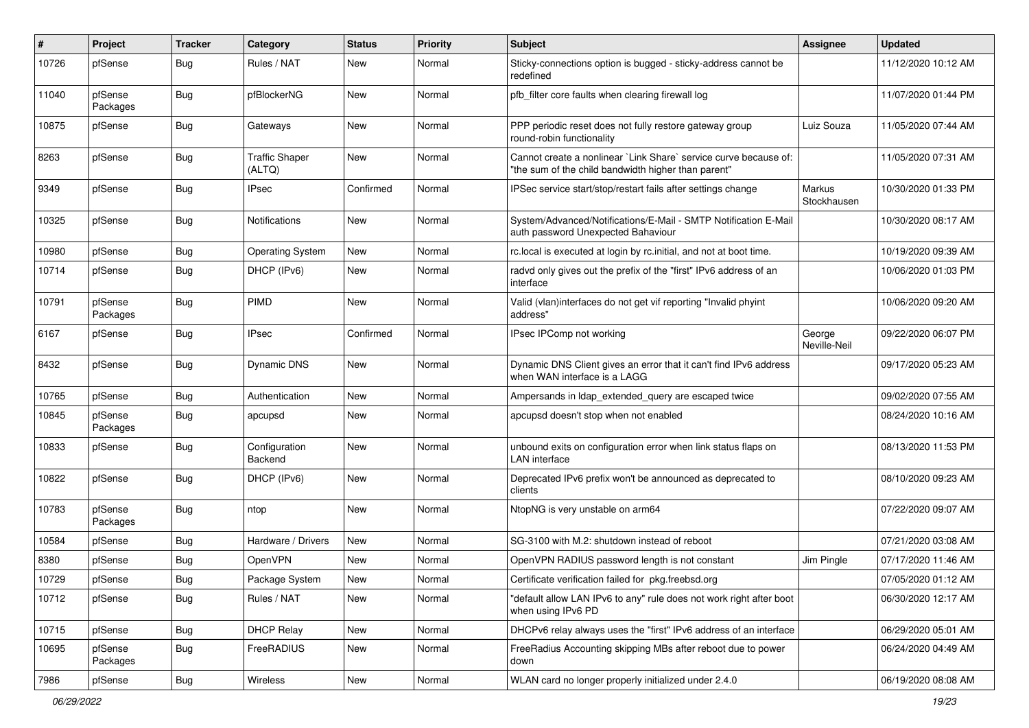| # | Project | Tracker | Category | Status | Priority | Subject | Assignee | Updated |
|---|---|---|---|---|---|---|---|---|
| 10726 | pfSense | Bug | Rules / NAT | New | Normal | Sticky-connections option is bugged - sticky-address cannot be redefined | | 11/12/2020 10:12 AM |
| 11040 | pfSense Packages | Bug | pfBlockerNG | New | Normal | pfb_filter core faults when clearing firewall log | | 11/07/2020 01:44 PM |
| 10875 | pfSense | Bug | Gateways | New | Normal | PPP periodic reset does not fully restore gateway group round-robin functionality | Luiz Souza | 11/05/2020 07:44 AM |
| 8263 | pfSense | Bug | Traffic Shaper (ALTQ) | New | Normal | Cannot create a nonlinear `Link Share` service curve because of: "the sum of the child bandwidth higher than parent" | | 11/05/2020 07:31 AM |
| 9349 | pfSense | Bug | IPsec | Confirmed | Normal | IPSec service start/stop/restart fails after settings change | Markus Stockhausen | 10/30/2020 01:33 PM |
| 10325 | pfSense | Bug | Notifications | New | Normal | System/Advanced/Notifications/E-Mail - SMTP Notification E-Mail auth password Unexpected Bahaviour | | 10/30/2020 08:17 AM |
| 10980 | pfSense | Bug | Operating System | New | Normal | rc.local is executed at login by rc.initial, and not at boot time. | | 10/19/2020 09:39 AM |
| 10714 | pfSense | Bug | DHCP (IPv6) | New | Normal | radvd only gives out the prefix of the "first" IPv6 address of an interface | | 10/06/2020 01:03 PM |
| 10791 | pfSense Packages | Bug | PIMD | New | Normal | Valid (vlan)interfaces do not get vif reporting "Invalid phyint address" | | 10/06/2020 09:20 AM |
| 6167 | pfSense | Bug | IPsec | Confirmed | Normal | IPsec IPComp not working | George Neville-Neil | 09/22/2020 06:07 PM |
| 8432 | pfSense | Bug | Dynamic DNS | New | Normal | Dynamic DNS Client gives an error that it can't find IPv6 address when WAN interface is a LAGG | | 09/17/2020 05:23 AM |
| 10765 | pfSense | Bug | Authentication | New | Normal | Ampersands in ldap_extended_query are escaped twice | | 09/02/2020 07:55 AM |
| 10845 | pfSense Packages | Bug | apcupsd | New | Normal | apcupsd doesn't stop when not enabled | | 08/24/2020 10:16 AM |
| 10833 | pfSense | Bug | Configuration Backend | New | Normal | unbound exits on configuration error when link status flaps on LAN interface | | 08/13/2020 11:53 PM |
| 10822 | pfSense | Bug | DHCP (IPv6) | New | Normal | Deprecated IPv6 prefix won't be announced as deprecated to clients | | 08/10/2020 09:23 AM |
| 10783 | pfSense Packages | Bug | ntop | New | Normal | NtopNG is very unstable on arm64 | | 07/22/2020 09:07 AM |
| 10584 | pfSense | Bug | Hardware / Drivers | New | Normal | SG-3100 with M.2: shutdown instead of reboot | | 07/21/2020 03:08 AM |
| 8380 | pfSense | Bug | OpenVPN | New | Normal | OpenVPN RADIUS password length is not constant | Jim Pingle | 07/17/2020 11:46 AM |
| 10729 | pfSense | Bug | Package System | New | Normal | Certificate verification failed for pkg.freebsd.org | | 07/05/2020 01:12 AM |
| 10712 | pfSense | Bug | Rules / NAT | New | Normal | "default allow LAN IPv6 to any" rule does not work right after boot when using IPv6 PD | | 06/30/2020 12:17 AM |
| 10715 | pfSense | Bug | DHCP Relay | New | Normal | DHCPv6 relay always uses the "first" IPv6 address of an interface | | 06/29/2020 05:01 AM |
| 10695 | pfSense Packages | Bug | FreeRADIUS | New | Normal | FreeRadius Accounting skipping MBs after reboot due to power down | | 06/24/2020 04:49 AM |
| 7986 | pfSense | Bug | Wireless | New | Normal | WLAN card no longer properly initialized under 2.4.0 | | 06/19/2020 08:08 AM |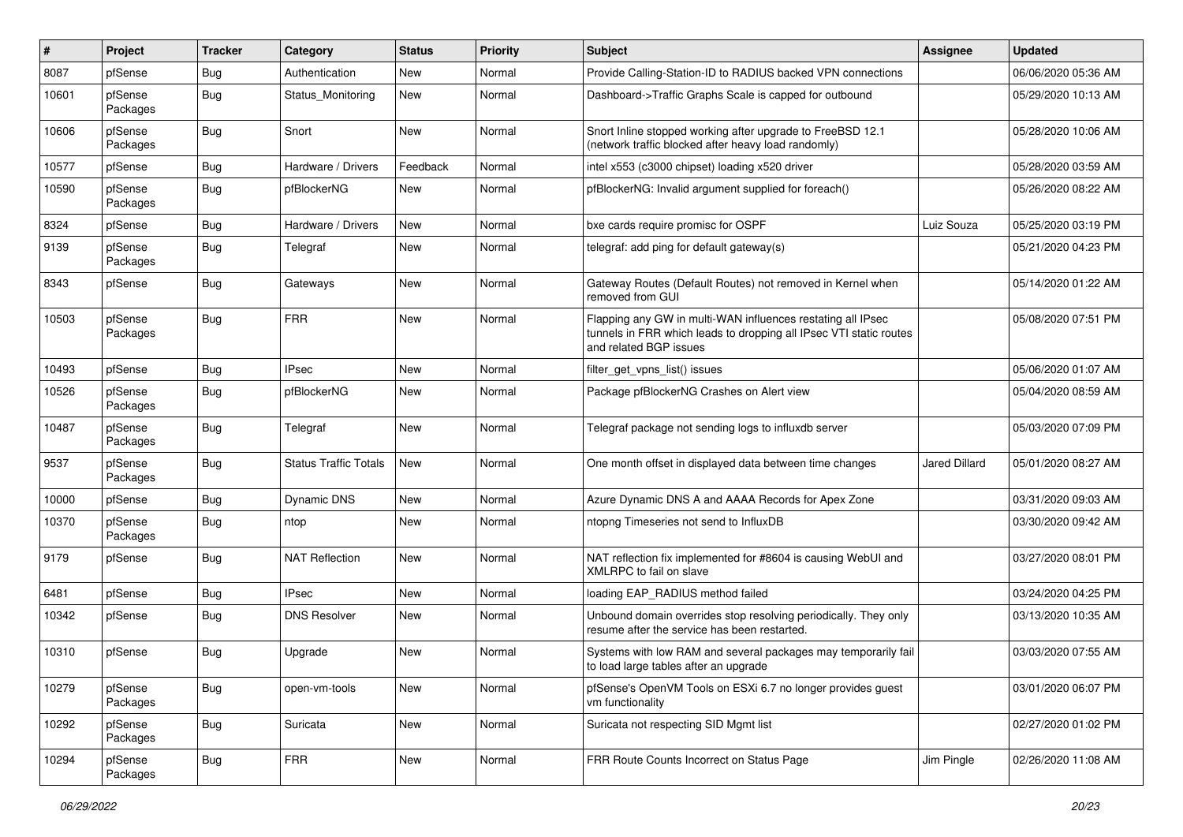| # | Project | Tracker | Category | Status | Priority | Subject | Assignee | Updated |
|---|---|---|---|---|---|---|---|---|
| 8087 | pfSense | Bug | Authentication | New | Normal | Provide Calling-Station-ID to RADIUS backed VPN connections | | 06/06/2020 05:36 AM |
| 10601 | pfSense Packages | Bug | Status_Monitoring | New | Normal | Dashboard->Traffic Graphs Scale is capped for outbound | | 05/29/2020 10:13 AM |
| 10606 | pfSense Packages | Bug | Snort | New | Normal | Snort Inline stopped working after upgrade to FreeBSD 12.1 (network traffic blocked after heavy load randomly) | | 05/28/2020 10:06 AM |
| 10577 | pfSense | Bug | Hardware / Drivers | Feedback | Normal | intel x553 (c3000 chipset) loading x520 driver | | 05/28/2020 03:59 AM |
| 10590 | pfSense Packages | Bug | pfBlockerNG | New | Normal | pfBlockerNG: Invalid argument supplied for foreach() | | 05/26/2020 08:22 AM |
| 8324 | pfSense | Bug | Hardware / Drivers | New | Normal | bxe cards require promisc for OSPF | Luiz Souza | 05/25/2020 03:19 PM |
| 9139 | pfSense Packages | Bug | Telegraf | New | Normal | telegraf: add ping for default gateway(s) | | 05/21/2020 04:23 PM |
| 8343 | pfSense | Bug | Gateways | New | Normal | Gateway Routes (Default Routes) not removed in Kernel when removed from GUI | | 05/14/2020 01:22 AM |
| 10503 | pfSense Packages | Bug | FRR | New | Normal | Flapping any GW in multi-WAN influences restating all IPsec tunnels in FRR which leads to dropping all IPsec VTI static routes and related BGP issues | | 05/08/2020 07:51 PM |
| 10493 | pfSense | Bug | IPsec | New | Normal | filter_get_vpns_list() issues | | 05/06/2020 01:07 AM |
| 10526 | pfSense Packages | Bug | pfBlockerNG | New | Normal | Package pfBlockerNG Crashes on Alert view | | 05/04/2020 08:59 AM |
| 10487 | pfSense Packages | Bug | Telegraf | New | Normal | Telegraf package not sending logs to influxdb server | | 05/03/2020 07:09 PM |
| 9537 | pfSense Packages | Bug | Status Traffic Totals | New | Normal | One month offset in displayed data between time changes | Jared Dillard | 05/01/2020 08:27 AM |
| 10000 | pfSense | Bug | Dynamic DNS | New | Normal | Azure Dynamic DNS A and AAAA Records for Apex Zone | | 03/31/2020 09:03 AM |
| 10370 | pfSense Packages | Bug | ntop | New | Normal | ntopng Timeseries not send to InfluxDB | | 03/30/2020 09:42 AM |
| 9179 | pfSense | Bug | NAT Reflection | New | Normal | NAT reflection fix implemented for #8604 is causing WebUI and XMLRPC to fail on slave | | 03/27/2020 08:01 PM |
| 6481 | pfSense | Bug | IPsec | New | Normal | loading EAP_RADIUS method failed | | 03/24/2020 04:25 PM |
| 10342 | pfSense | Bug | DNS Resolver | New | Normal | Unbound domain overrides stop resolving periodically. They only resume after the service has been restarted. | | 03/13/2020 10:35 AM |
| 10310 | pfSense | Bug | Upgrade | New | Normal | Systems with low RAM and several packages may temporarily fail to load large tables after an upgrade | | 03/03/2020 07:55 AM |
| 10279 | pfSense Packages | Bug | open-vm-tools | New | Normal | pfSense's OpenVM Tools on ESXi 6.7 no longer provides guest vm functionality | | 03/01/2020 06:07 PM |
| 10292 | pfSense Packages | Bug | Suricata | New | Normal | Suricata not respecting SID Mgmt list | | 02/27/2020 01:02 PM |
| 10294 | pfSense Packages | Bug | FRR | New | Normal | FRR Route Counts Incorrect on Status Page | Jim Pingle | 02/26/2020 11:08 AM |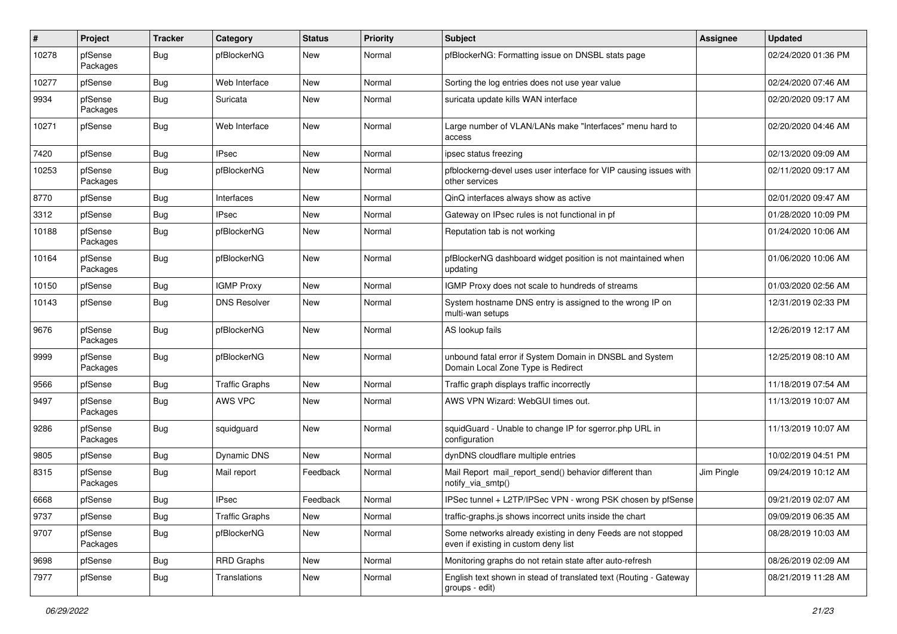| # | Project | Tracker | Category | Status | Priority | Subject | Assignee | Updated |
|---|---|---|---|---|---|---|---|---|
| 10278 | pfSense Packages | Bug | pfBlockerNG | New | Normal | pfBlockerNG: Formatting issue on DNSBL stats page | | 02/24/2020 01:36 PM |
| 10277 | pfSense | Bug | Web Interface | New | Normal | Sorting the log entries does not use year value | | 02/24/2020 07:46 AM |
| 9934 | pfSense Packages | Bug | Suricata | New | Normal | suricata update kills WAN interface | | 02/20/2020 09:17 AM |
| 10271 | pfSense | Bug | Web Interface | New | Normal | Large number of VLAN/LANs make "Interfaces" menu hard to access | | 02/20/2020 04:46 AM |
| 7420 | pfSense | Bug | IPsec | New | Normal | ipsec status freezing | | 02/13/2020 09:09 AM |
| 10253 | pfSense Packages | Bug | pfBlockerNG | New | Normal | pfblockerng-devel uses user interface for VIP causing issues with other services | | 02/11/2020 09:17 AM |
| 8770 | pfSense | Bug | Interfaces | New | Normal | QinQ interfaces always show as active | | 02/01/2020 09:47 AM |
| 3312 | pfSense | Bug | IPsec | New | Normal | Gateway on IPsec rules is not functional in pf | | 01/28/2020 10:09 PM |
| 10188 | pfSense Packages | Bug | pfBlockerNG | New | Normal | Reputation tab is not working | | 01/24/2020 10:06 AM |
| 10164 | pfSense Packages | Bug | pfBlockerNG | New | Normal | pfBlockerNG dashboard widget position is not maintained when updating | | 01/06/2020 10:06 AM |
| 10150 | pfSense | Bug | IGMP Proxy | New | Normal | IGMP Proxy does not scale to hundreds of streams | | 01/03/2020 02:56 AM |
| 10143 | pfSense | Bug | DNS Resolver | New | Normal | System hostname DNS entry is assigned to the wrong IP on multi-wan setups | | 12/31/2019 02:33 PM |
| 9676 | pfSense Packages | Bug | pfBlockerNG | New | Normal | AS lookup fails | | 12/26/2019 12:17 AM |
| 9999 | pfSense Packages | Bug | pfBlockerNG | New | Normal | unbound fatal error if System Domain in DNSBL and System Domain Local Zone Type is Redirect | | 12/25/2019 08:10 AM |
| 9566 | pfSense | Bug | Traffic Graphs | New | Normal | Traffic graph displays traffic incorrectly | | 11/18/2019 07:54 AM |
| 9497 | pfSense Packages | Bug | AWS VPC | New | Normal | AWS VPN Wizard: WebGUI times out. | | 11/13/2019 10:07 AM |
| 9286 | pfSense Packages | Bug | squidguard | New | Normal | squidGuard - Unable to change IP for sgerror.php URL in configuration | | 11/13/2019 10:07 AM |
| 9805 | pfSense | Bug | Dynamic DNS | New | Normal | dynDNS cloudflare multiple entries | | 10/02/2019 04:51 PM |
| 8315 | pfSense Packages | Bug | Mail report | Feedback | Normal | Mail Report mail_report_send() behavior different than notify_via_smtp() | Jim Pingle | 09/24/2019 10:12 AM |
| 6668 | pfSense | Bug | IPsec | Feedback | Normal | IPSec tunnel + L2TP/IPSec VPN - wrong PSK chosen by pfSense | | 09/21/2019 02:07 AM |
| 9737 | pfSense | Bug | Traffic Graphs | New | Normal | traffic-graphs.js shows incorrect units inside the chart | | 09/09/2019 06:35 AM |
| 9707 | pfSense Packages | Bug | pfBlockerNG | New | Normal | Some networks already existing in deny Feeds are not stopped even if existing in custom deny list | | 08/28/2019 10:03 AM |
| 9698 | pfSense | Bug | RRD Graphs | New | Normal | Monitoring graphs do not retain state after auto-refresh | | 08/26/2019 02:09 AM |
| 7977 | pfSense | Bug | Translations | New | Normal | English text shown in stead of translated text (Routing - Gateway groups - edit) | | 08/21/2019 11:28 AM |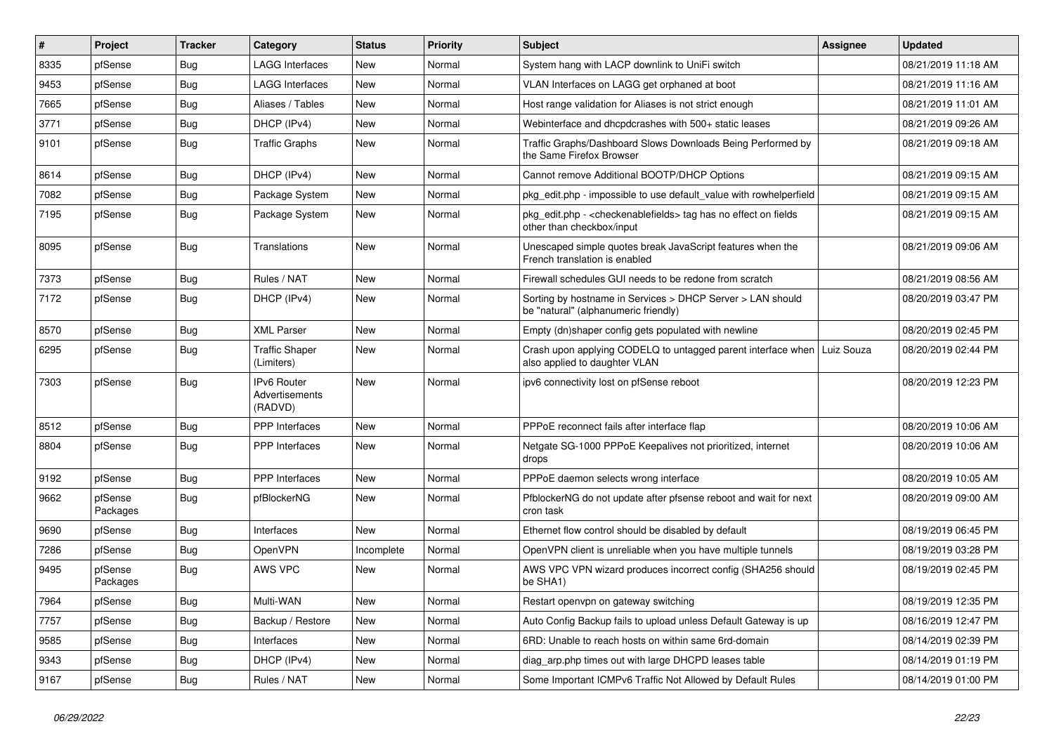| # | Project | Tracker | Category | Status | Priority | Subject | Assignee | Updated |
|---|---|---|---|---|---|---|---|---|
| 8335 | pfSense | Bug | LAGG Interfaces | New | Normal | System hang with LACP downlink to UniFi switch | | 08/21/2019 11:18 AM |
| 9453 | pfSense | Bug | LAGG Interfaces | New | Normal | VLAN Interfaces on LAGG get orphaned at boot | | 08/21/2019 11:16 AM |
| 7665 | pfSense | Bug | Aliases / Tables | New | Normal | Host range validation for Aliases is not strict enough | | 08/21/2019 11:01 AM |
| 3771 | pfSense | Bug | DHCP (IPv4) | New | Normal | Webinterface and dhcpdcrashes with 500+ static leases | | 08/21/2019 09:26 AM |
| 9101 | pfSense | Bug | Traffic Graphs | New | Normal | Traffic Graphs/Dashboard Slows Downloads Being Performed by the Same Firefox Browser | | 08/21/2019 09:18 AM |
| 8614 | pfSense | Bug | DHCP (IPv4) | New | Normal | Cannot remove Additional BOOTP/DHCP Options | | 08/21/2019 09:15 AM |
| 7082 | pfSense | Bug | Package System | New | Normal | pkg_edit.php - impossible to use default_value with rowhelperfield | | 08/21/2019 09:15 AM |
| 7195 | pfSense | Bug | Package System | New | Normal | pkg_edit.php - <checkenablefields> tag has no effect on fields other than checkbox/input | | 08/21/2019 09:15 AM |
| 8095 | pfSense | Bug | Translations | New | Normal | Unescaped simple quotes break JavaScript features when the French translation is enabled | | 08/21/2019 09:06 AM |
| 7373 | pfSense | Bug | Rules / NAT | New | Normal | Firewall schedules GUI needs to be redone from scratch | | 08/21/2019 08:56 AM |
| 7172 | pfSense | Bug | DHCP (IPv4) | New | Normal | Sorting by hostname in Services > DHCP Server > LAN should be "natural" (alphanumeric friendly) | | 08/20/2019 03:47 PM |
| 8570 | pfSense | Bug | XML Parser | New | Normal | Empty (dn)shaper config gets populated with newline | | 08/20/2019 02:45 PM |
| 6295 | pfSense | Bug | Traffic Shaper (Limiters) | New | Normal | Crash upon applying CODELQ to untagged parent interface when also applied to daughter VLAN | Luiz Souza | 08/20/2019 02:44 PM |
| 7303 | pfSense | Bug | IPv6 Router Advertisements (RADVD) | New | Normal | ipv6 connectivity lost on pfSense reboot | | 08/20/2019 12:23 PM |
| 8512 | pfSense | Bug | PPP Interfaces | New | Normal | PPPoE reconnect fails after interface flap | | 08/20/2019 10:06 AM |
| 8804 | pfSense | Bug | PPP Interfaces | New | Normal | Netgate SG-1000 PPPoE Keepalives not prioritized, internet drops | | 08/20/2019 10:06 AM |
| 9192 | pfSense | Bug | PPP Interfaces | New | Normal | PPPoE daemon selects wrong interface | | 08/20/2019 10:05 AM |
| 9662 | pfSense Packages | Bug | pfBlockerNG | New | Normal | PfblockerNG do not update after pfsense reboot and wait for next cron task | | 08/20/2019 09:00 AM |
| 9690 | pfSense | Bug | Interfaces | New | Normal | Ethernet flow control should be disabled by default | | 08/19/2019 06:45 PM |
| 7286 | pfSense | Bug | OpenVPN | Incomplete | Normal | OpenVPN client is unreliable when you have multiple tunnels | | 08/19/2019 03:28 PM |
| 9495 | pfSense Packages | Bug | AWS VPC | New | Normal | AWS VPC VPN wizard produces incorrect config (SHA256 should be SHA1) | | 08/19/2019 02:45 PM |
| 7964 | pfSense | Bug | Multi-WAN | New | Normal | Restart openvpn on gateway switching | | 08/19/2019 12:35 PM |
| 7757 | pfSense | Bug | Backup / Restore | New | Normal | Auto Config Backup fails to upload unless Default Gateway is up | | 08/16/2019 12:47 PM |
| 9585 | pfSense | Bug | Interfaces | New | Normal | 6RD: Unable to reach hosts on within same 6rd-domain | | 08/14/2019 02:39 PM |
| 9343 | pfSense | Bug | DHCP (IPv4) | New | Normal | diag_arp.php times out with large DHCPD leases table | | 08/14/2019 01:19 PM |
| 9167 | pfSense | Bug | Rules / NAT | New | Normal | Some Important ICMPv6 Traffic Not Allowed by Default Rules | | 08/14/2019 01:00 PM |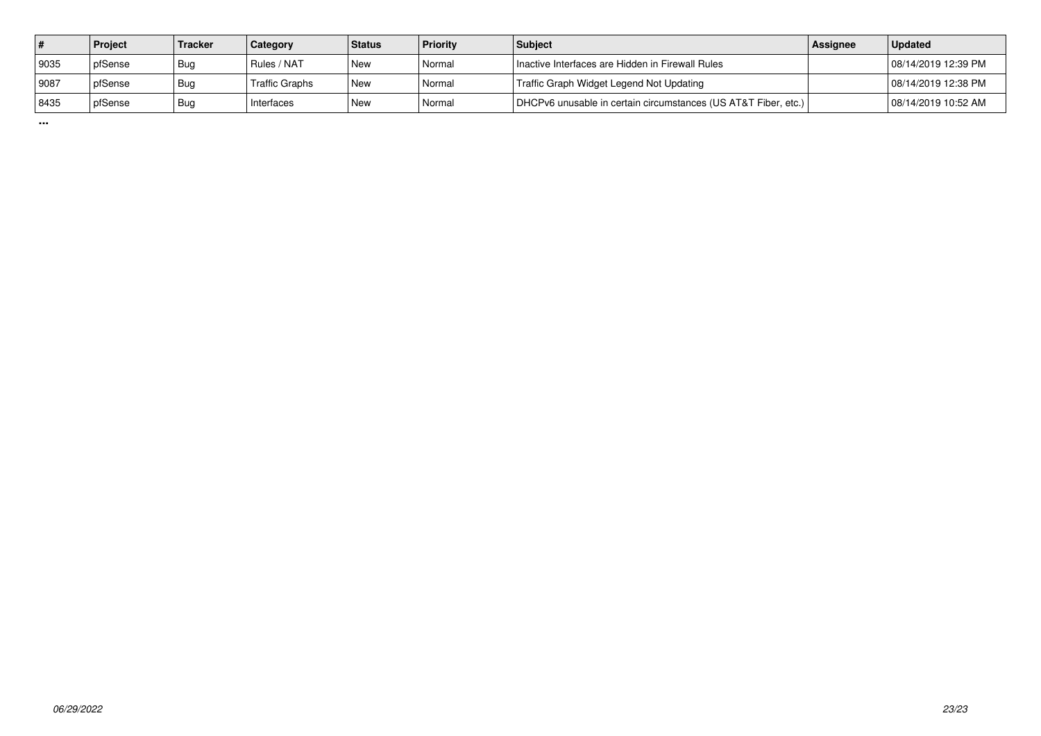| # | Project | Tracker | Category | Status | Priority | Subject | Assignee | Updated |
|---|---|---|---|---|---|---|---|---|
| 9035 | pfSense | Bug | Rules / NAT | New | Normal | Inactive Interfaces are Hidden in Firewall Rules | | 08/14/2019 12:39 PM |
| 9087 | pfSense | Bug | Traffic Graphs | New | Normal | Traffic Graph Widget Legend Not Updating | | 08/14/2019 12:38 PM |
| 8435 | pfSense | Bug | Interfaces | New | Normal | DHCPv6 unusable in certain circumstances (US AT&T Fiber, etc.) | | 08/14/2019 10:52 AM |

...